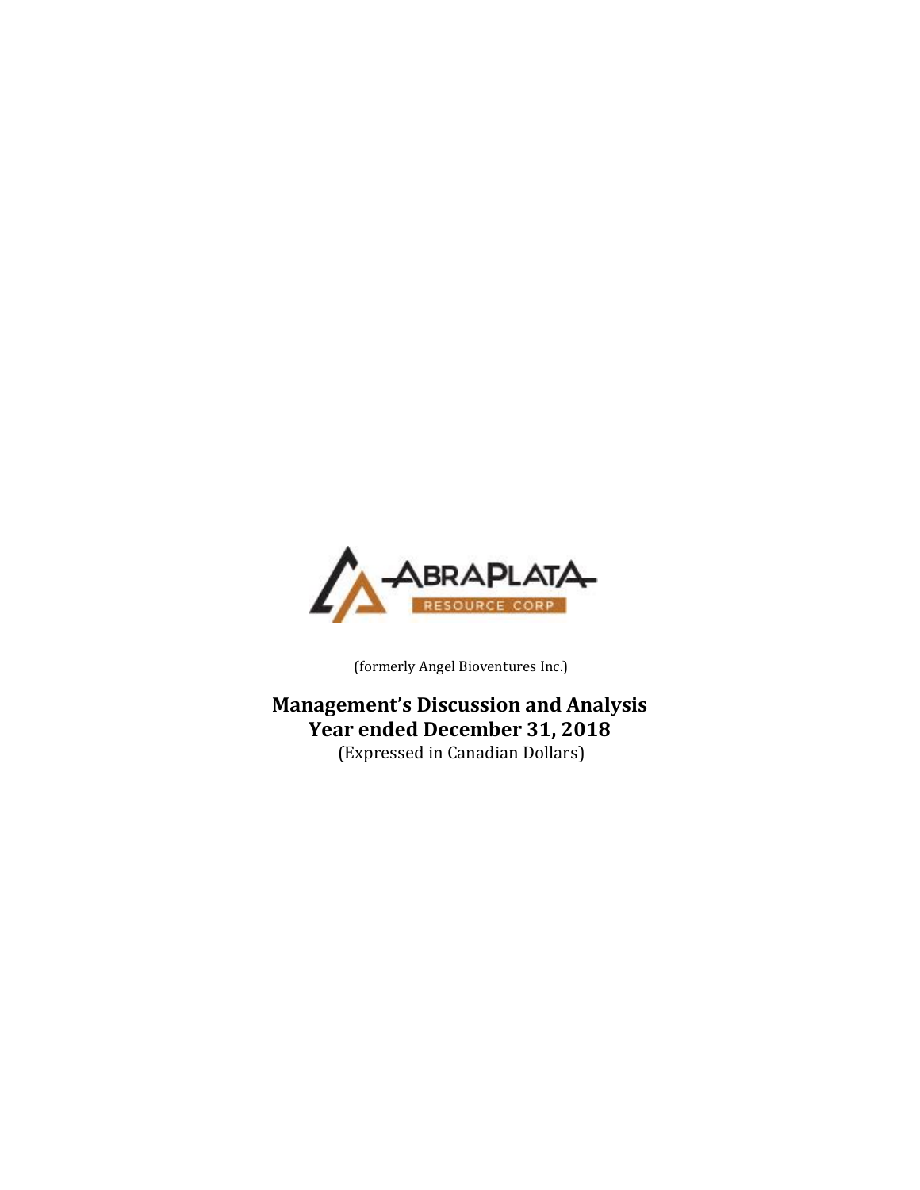ABRAPLATA RESOURCE CORP

(formerly Angel Bioventures Inc.)

# Management's Discussion and Analysis
# Year ended December 31, 2018

(Expressed in Canadian Dollars)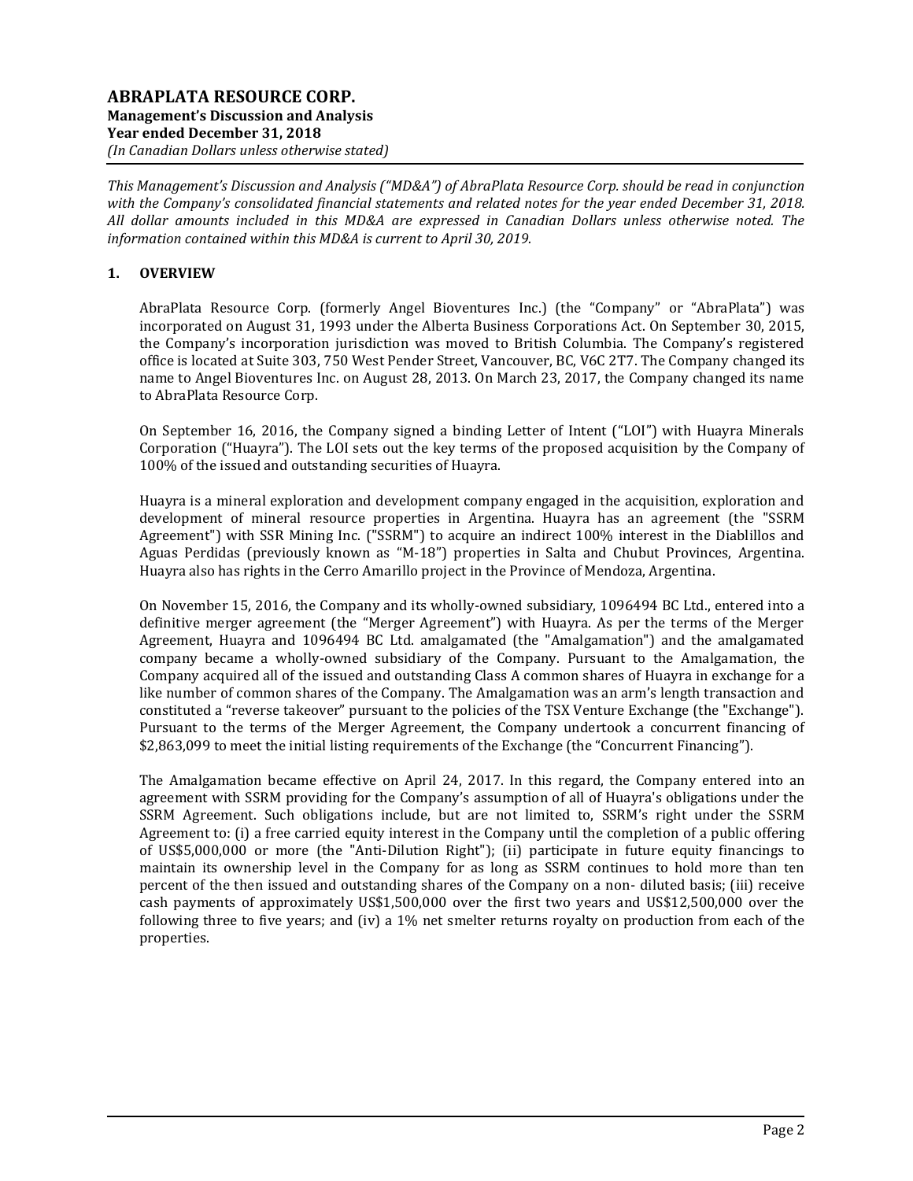This Management's Discussion and Analysis ("MD&A") of AbraPlata Resource Corp. should be read in conjunction with the Company's consolidated financial statements and related notes for the year ended December 31, 2018. All dollar amounts included in this MD&A are expressed in Canadian Dollars unless otherwise noted. The information contained within this MD&A is current to April 30, 2019.

## 1. OVERVIEW

AbraPlata Resource Corp. (formerly Angel Bioventures Inc.) (the "Company" or "AbraPlata") was incorporated on August 31, 1993 under the Alberta Business Corporations Act. On September 30, 2015, the Company's incorporation jurisdiction was moved to British Columbia. The Company's registered office is located at Suite 303, 750 West Pender Street, Vancouver, BC, V6C 2T7. The Company changed its name to Angel Bioventures Inc. on August 28, 2013. On March 23, 2017, the Company changed its name to AbraPlata Resource Corp.

On September 16, 2016, the Company signed a binding Letter of Intent ("LOI") with Huayra Minerals Corporation ("Huayra"). The LOI sets out the key terms of the proposed acquisition by the Company of 100% of the issued and outstanding securities of Huayra.

Huayra is a mineral exploration and development company engaged in the acquisition, exploration and development of mineral resource properties in Argentina. Huayra has an agreement (the "SSRM Agreement") with SSR Mining Inc. ("SSRM") to acquire an indirect 100% interest in the Diablillos and Aguas Perdidas (previously known as "M-18") properties in Salta and Chubut Provinces, Argentina. Huayra also has rights in the Cerro Amarillo project in the Province of Mendoza, Argentina.

On November 15, 2016, the Company and its wholly-owned subsidiary, 1096494 BC Ltd., entered into a definitive merger agreement (the "Merger Agreement") with Huayra. As per the terms of the Merger Agreement, Huayra and 1096494 BC Ltd. amalgamated (the "Amalgamation") and the amalgamated company became a wholly-owned subsidiary of the Company. Pursuant to the Amalgamation, the Company acquired all of the issued and outstanding Class A common shares of Huayra in exchange for a like number of common shares of the Company. The Amalgamation was an arm's length transaction and constituted a "reverse takeover" pursuant to the policies of the TSX Venture Exchange (the "Exchange"). Pursuant to the terms of the Merger Agreement, the Company undertook a concurrent financing of $2,863,099 to meet the initial listing requirements of the Exchange (the "Concurrent Financing").

The Amalgamation became effective on April 24, 2017. In this regard, the Company entered into an agreement with SSRM providing for the Company's assumption of all of Huayra's obligations under the SSRM Agreement. Such obligations include, but are not limited to, SSRM's right under the SSRM Agreement to: (i) a free carried equity interest in the Company until the completion of a public offering of US$5,000,000 or more (the "Anti-Dilution Right"); (ii) participate in future equity financings to maintain its ownership level in the Company for as long as SSRM continues to hold more than ten percent of the then issued and outstanding shares of the Company on a non- diluted basis; (iii) receive cash payments of approximately US$1,500,000 over the first two years and US$12,500,000 over the following three to five years; and (iv) a 1% net smelter returns royalty on production from each of the properties.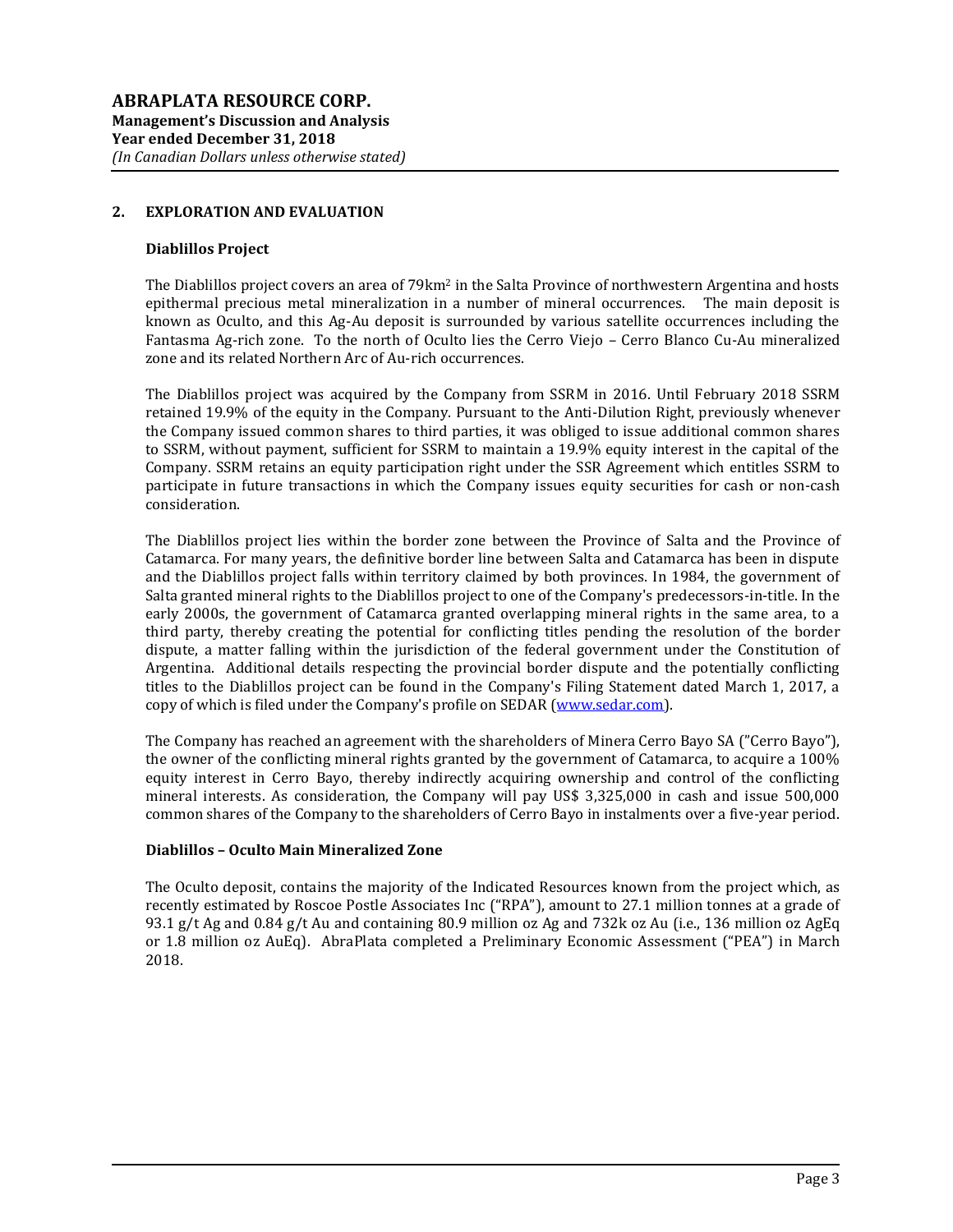## 2. EXPLORATION AND EVALUATION

### Diablillos Project

The Diablillos project covers an area of 79km$^2$ in the Salta Province of northwestern Argentina and hosts epithermal precious metal mineralization in a number of mineral occurrences. The main deposit is known as Oculto, and this Ag-Au deposit is surrounded by various satellite occurrences including the Fantasma Ag-rich zone. To the north of Oculto lies the Cerro Viejo – Cerro Blanco Cu-Au mineralized zone and its related Northern Arc of Au-rich occurrences.

The Diablillos project was acquired by the Company from SSRM in 2016. Until February 2018 SSRM retained 19.9% of the equity in the Company. Pursuant to the Anti-Dilution Right, previously whenever the Company issued common shares to third parties, it was obliged to issue additional common shares to SSRM, without payment, sufficient for SSRM to maintain a 19.9% equity interest in the capital of the Company. SSRM retains an equity participation right under the SSR Agreement which entitles SSRM to participate in future transactions in which the Company issues equity securities for cash or non-cash consideration.

The Diablillos project lies within the border zone between the Province of Salta and the Province of Catamarca. For many years, the definitive border line between Salta and Catamarca has been in dispute and the Diablillos project falls within territory claimed by both provinces. In 1984, the government of Salta granted mineral rights to the Diablillos project to one of the Company's predecessors-in-title. In the early 2000s, the government of Catamarca granted overlapping mineral rights in the same area, to a third party, thereby creating the potential for conflicting titles pending the resolution of the border dispute, a matter falling within the jurisdiction of the federal government under the Constitution of Argentina. Additional details respecting the provincial border dispute and the potentially conflicting titles to the Diablillos project can be found in the Company's Filing Statement dated March 1, 2017, a copy of which is filed under the Company's profile on SEDAR (www.sedar.com).

The Company has reached an agreement with the shareholders of Minera Cerro Bayo SA ("Cerro Bayo"), the owner of the conflicting mineral rights granted by the government of Catamarca, to acquire a 100% equity interest in Cerro Bayo, thereby indirectly acquiring ownership and control of the conflicting mineral interests. As consideration, the Company will pay US$ 3,325,000 in cash and issue 500,000 common shares of the Company to the shareholders of Cerro Bayo in instalments over a five-year period.

### Diablillos – Oculto Main Mineralized Zone

The Oculto deposit, contains the majority of the Indicated Resources known from the project which, as recently estimated by Roscoe Postle Associates Inc ("RPA"), amount to 27.1 million tonnes at a grade of 93.1 g/t Ag and 0.84 g/t Au and containing 80.9 million oz Ag and 732k oz Au (i.e., 136 million oz AgEq or 1.8 million oz AuEq). AbraPlata completed a Preliminary Economic Assessment ("PEA") in March 2018.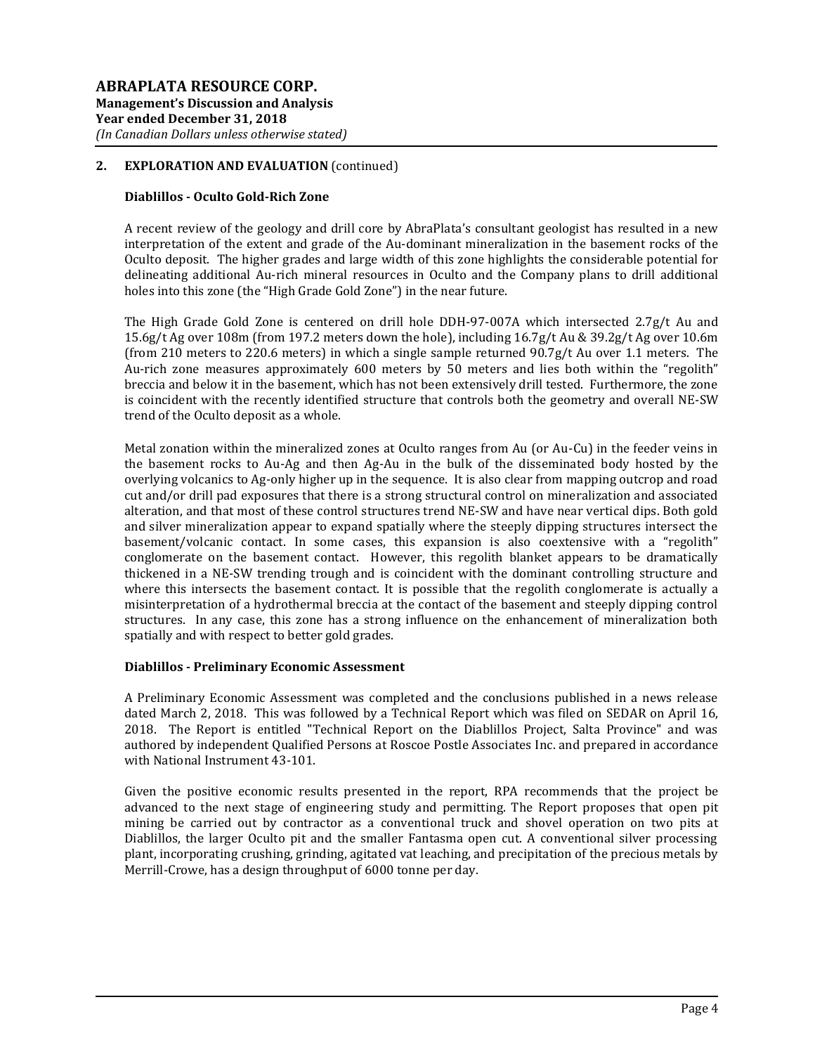## 2. EXPLORATION AND EVALUATION (continued)

### Diablillos - Oculto Gold-Rich Zone

A recent review of the geology and drill core by AbraPlata's consultant geologist has resulted in a new interpretation of the extent and grade of the Au-dominant mineralization in the basement rocks of the Oculto deposit. The higher grades and large width of this zone highlights the considerable potential for delineating additional Au-rich mineral resources in Oculto and the Company plans to drill additional holes into this zone (the "High Grade Gold Zone") in the near future.

The High Grade Gold Zone is centered on drill hole DDH-97-007A which intersected 2.7g/t Au and 15.6g/t Ag over 108m (from 197.2 meters down the hole), including 16.7g/t Au & 39.2g/t Ag over 10.6m (from 210 meters to 220.6 meters) in which a single sample returned 90.7g/t Au over 1.1 meters. The Au-rich zone measures approximately 600 meters by 50 meters and lies both within the "regolith" breccia and below it in the basement, which has not been extensively drill tested. Furthermore, the zone is coincident with the recently identified structure that controls both the geometry and overall NE-SW trend of the Oculto deposit as a whole.

Metal zonation within the mineralized zones at Oculto ranges from Au (or Au-Cu) in the feeder veins in the basement rocks to Au-Ag and then Ag-Au in the bulk of the disseminated body hosted by the overlying volcanics to Ag-only higher up in the sequence. It is also clear from mapping outcrop and road cut and/or drill pad exposures that there is a strong structural control on mineralization and associated alteration, and that most of these control structures trend NE-SW and have near vertical dips. Both gold and silver mineralization appear to expand spatially where the steeply dipping structures intersect the basement/volcanic contact. In some cases, this expansion is also coextensive with a "regolith" conglomerate on the basement contact. However, this regolith blanket appears to be dramatically thickened in a NE-SW trending trough and is coincident with the dominant controlling structure and where this intersects the basement contact. It is possible that the regolith conglomerate is actually a misinterpretation of a hydrothermal breccia at the contact of the basement and steeply dipping control structures. In any case, this zone has a strong influence on the enhancement of mineralization both spatially and with respect to better gold grades.

### Diablillos - Preliminary Economic Assessment

A Preliminary Economic Assessment was completed and the conclusions published in a news release dated March 2, 2018. This was followed by a Technical Report which was filed on SEDAR on April 16, 2018. The Report is entitled "Technical Report on the Diablillos Project, Salta Province" and was authored by independent Qualified Persons at Roscoe Postle Associates Inc. and prepared in accordance with National Instrument 43-101.

Given the positive economic results presented in the report, RPA recommends that the project be advanced to the next stage of engineering study and permitting. The Report proposes that open pit mining be carried out by contractor as a conventional truck and shovel operation on two pits at Diablillos, the larger Oculto pit and the smaller Fantasma open cut. A conventional silver processing plant, incorporating crushing, grinding, agitated vat leaching, and precipitation of the precious metals by Merrill-Crowe, has a design throughput of 6000 tonne per day.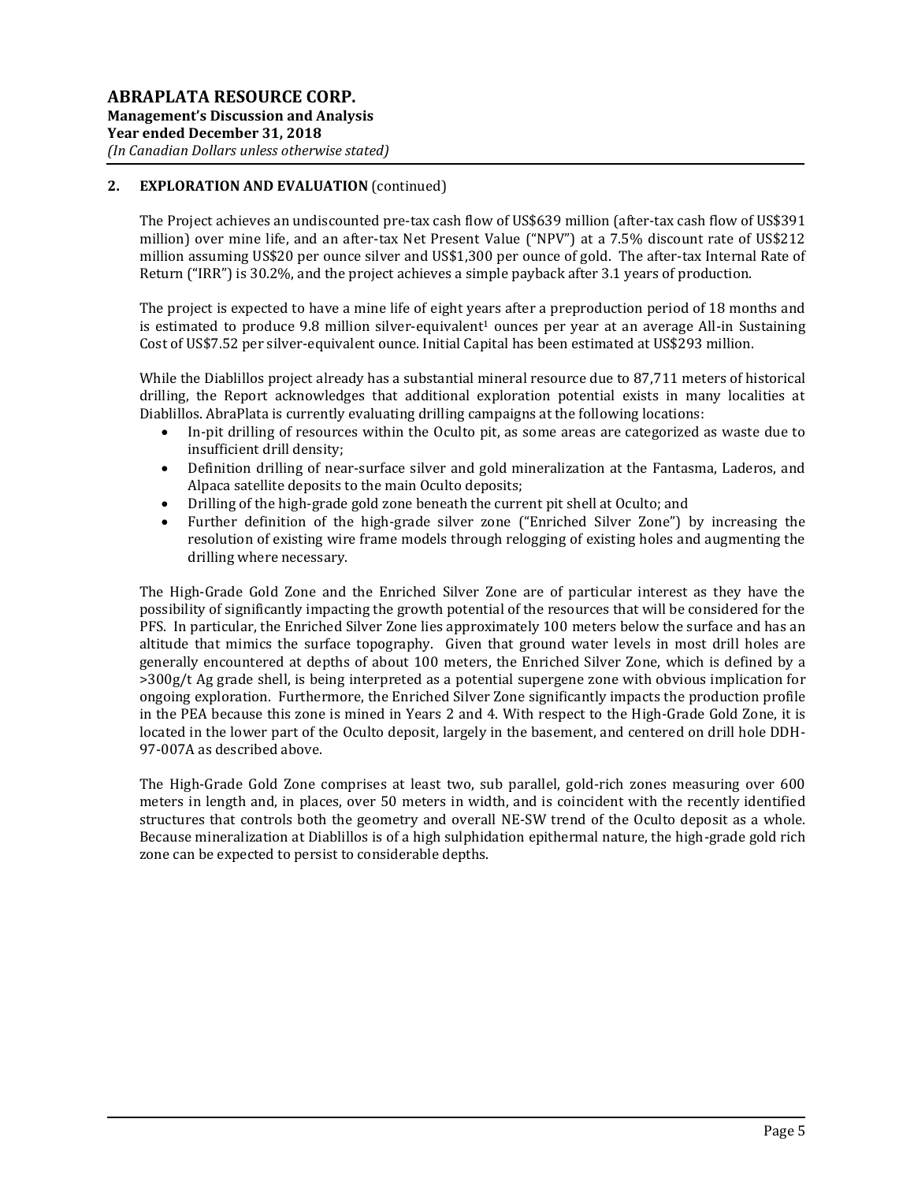## 2. EXPLORATION AND EVALUATION (continued)

The Project achieves an undiscounted pre-tax cash flow of US$639 million (after-tax cash flow of US$391 million) over mine life, and an after-tax Net Present Value ("NPV") at a 7.5% discount rate of US$212 million assuming US$20 per ounce silver and US$1,300 per ounce of gold. The after-tax Internal Rate of Return ("IRR") is 30.2%, and the project achieves a simple payback after 3.1 years of production.

The project is expected to have a mine life of eight years after a preproduction period of 18 months and is estimated to produce 9.8 million silver-equivalent[1] ounces per year at an average All-in Sustaining Cost of US$7.52 per silver-equivalent ounce. Initial Capital has been estimated at US$293 million.

While the Diablillos project already has a substantial mineral resource due to 87,711 meters of historical drilling, the Report acknowledges that additional exploration potential exists in many localities at Diablillos. AbraPlata is currently evaluating drilling campaigns at the following locations:

- In-pit drilling of resources within the Oculto pit, as some areas are categorized as waste due to insufficient drill density;
- Definition drilling of near-surface silver and gold mineralization at the Fantasma, Laderos, and Alpaca satellite deposits to the main Oculto deposits;
- Drilling of the high-grade gold zone beneath the current pit shell at Oculto; and
- Further definition of the high-grade silver zone ("Enriched Silver Zone") by increasing the resolution of existing wire frame models through relogging of existing holes and augmenting the drilling where necessary.

The High-Grade Gold Zone and the Enriched Silver Zone are of particular interest as they have the possibility of significantly impacting the growth potential of the resources that will be considered for the PFS. In particular, the Enriched Silver Zone lies approximately 100 meters below the surface and has an altitude that mimics the surface topography. Given that ground water levels in most drill holes are generally encountered at depths of about 100 meters, the Enriched Silver Zone, which is defined by a >300g/t Ag grade shell, is being interpreted as a potential supergene zone with obvious implication for ongoing exploration. Furthermore, the Enriched Silver Zone significantly impacts the production profile in the PEA because this zone is mined in Years 2 and 4. With respect to the High-Grade Gold Zone, it is located in the lower part of the Oculto deposit, largely in the basement, and centered on drill hole DDH-97-007A as described above.

The High-Grade Gold Zone comprises at least two, sub parallel, gold-rich zones measuring over 600 meters in length and, in places, over 50 meters in width, and is coincident with the recently identified structures that controls both the geometry and overall NE-SW trend of the Oculto deposit as a whole. Because mineralization at Diablillos is of a high sulphidation epithermal nature, the high-grade gold rich zone can be expected to persist to considerable depths.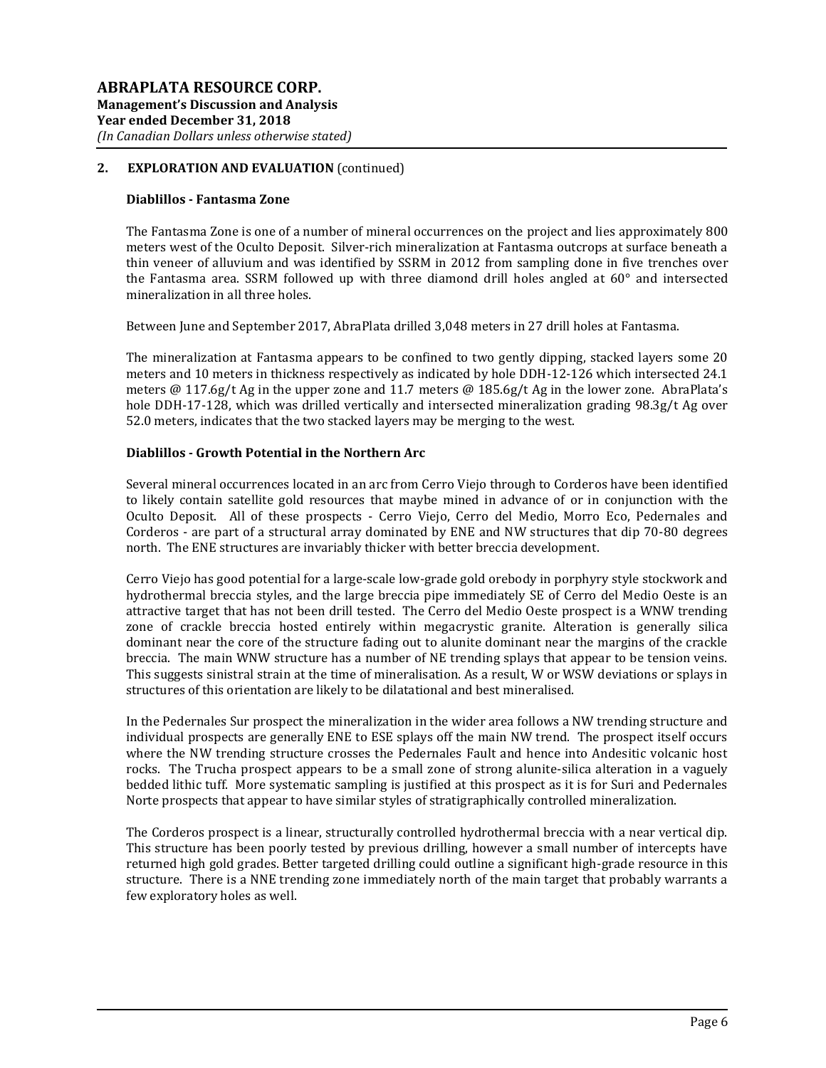## 2. EXPLORATION AND EVALUATION (continued)

### Diablillos - Fantasma Zone

The Fantasma Zone is one of a number of mineral occurrences on the project and lies approximately 800 meters west of the Oculto Deposit. Silver-rich mineralization at Fantasma outcrops at surface beneath a thin veneer of alluvium and was identified by SSRM in 2012 from sampling done in five trenches over the Fantasma area. SSRM followed up with three diamond drill holes angled at 60° and intersected mineralization in all three holes.

Between June and September 2017, AbraPlata drilled 3,048 meters in 27 drill holes at Fantasma.

The mineralization at Fantasma appears to be confined to two gently dipping, stacked layers some 20 meters and 10 meters in thickness respectively as indicated by hole DDH-12-126 which intersected 24.1 meters @ 117.6g/t Ag in the upper zone and 11.7 meters @ 185.6g/t Ag in the lower zone. AbraPlata's hole DDH-17-128, which was drilled vertically and intersected mineralization grading 98.3g/t Ag over 52.0 meters, indicates that the two stacked layers may be merging to the west.

### Diablillos - Growth Potential in the Northern Arc

Several mineral occurrences located in an arc from Cerro Viejo through to Corderos have been identified to likely contain satellite gold resources that maybe mined in advance of or in conjunction with the Oculto Deposit. All of these prospects - Cerro Viejo, Cerro del Medio, Morro Eco, Pedernales and Corderos - are part of a structural array dominated by ENE and NW structures that dip 70-80 degrees north. The ENE structures are invariably thicker with better breccia development.

Cerro Viejo has good potential for a large-scale low-grade gold orebody in porphyry style stockwork and hydrothermal breccia styles, and the large breccia pipe immediately SE of Cerro del Medio Oeste is an attractive target that has not been drill tested. The Cerro del Medio Oeste prospect is a WNW trending zone of crackle breccia hosted entirely within megacrystic granite. Alteration is generally silica dominant near the core of the structure fading out to alunite dominant near the margins of the crackle breccia. The main WNW structure has a number of NE trending splays that appear to be tension veins. This suggests sinistral strain at the time of mineralisation. As a result, W or WSW deviations or splays in structures of this orientation are likely to be dilatational and best mineralised.

In the Pedernales Sur prospect the mineralization in the wider area follows a NW trending structure and individual prospects are generally ENE to ESE splays off the main NW trend. The prospect itself occurs where the NW trending structure crosses the Pedernales Fault and hence into Andesitic volcanic host rocks. The Trucha prospect appears to be a small zone of strong alunite-silica alteration in a vaguely bedded lithic tuff. More systematic sampling is justified at this prospect as it is for Suri and Pedernales Norte prospects that appear to have similar styles of stratigraphically controlled mineralization.

The Corderos prospect is a linear, structurally controlled hydrothermal breccia with a near vertical dip. This structure has been poorly tested by previous drilling, however a small number of intercepts have returned high gold grades. Better targeted drilling could outline a significant high-grade resource in this structure. There is a NNE trending zone immediately north of the main target that probably warrants a few exploratory holes as well.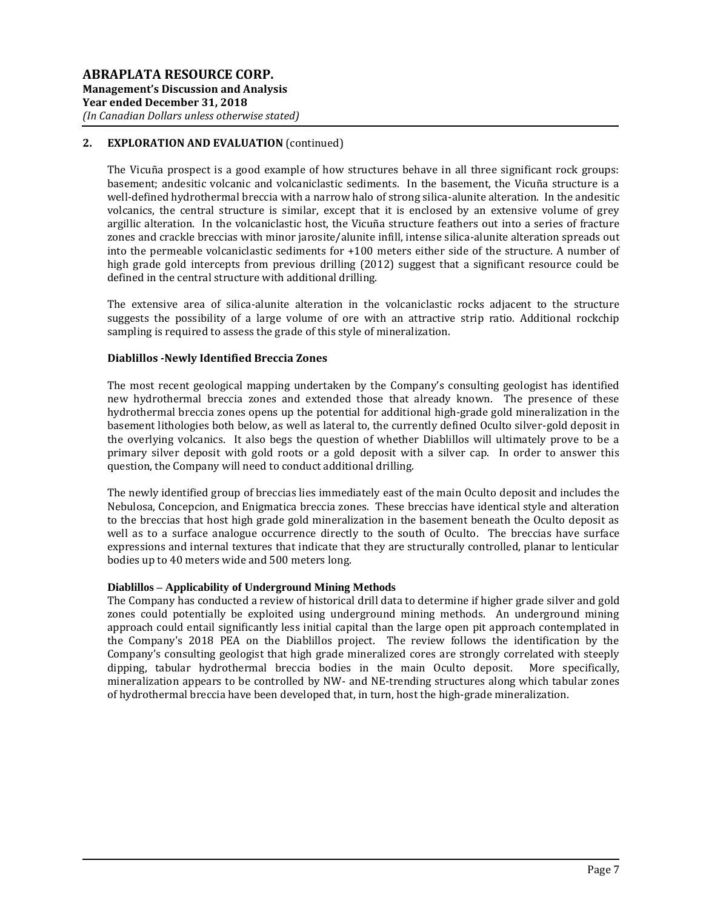## 2. EXPLORATION AND EVALUATION (continued)

The Vicuña prospect is a good example of how structures behave in all three significant rock groups: basement; andesitic volcanic and volcaniclastic sediments. In the basement, the Vicuña structure is a well-defined hydrothermal breccia with a narrow halo of strong silica-alunite alteration. In the andesitic volcanics, the central structure is similar, except that it is enclosed by an extensive volume of grey argillic alteration. In the volcaniclastic host, the Vicuña structure feathers out into a series of fracture zones and crackle breccias with minor jarosite/alunite infill, intense silica-alunite alteration spreads out into the permeable volcaniclastic sediments for +100 meters either side of the structure. A number of high grade gold intercepts from previous drilling (2012) suggest that a significant resource could be defined in the central structure with additional drilling.

The extensive area of silica-alunite alteration in the volcaniclastic rocks adjacent to the structure suggests the possibility of a large volume of ore with an attractive strip ratio. Additional rockchip sampling is required to assess the grade of this style of mineralization.

### Diablillos -Newly Identified Breccia Zones

The most recent geological mapping undertaken by the Company's consulting geologist has identified new hydrothermal breccia zones and extended those that already known. The presence of these hydrothermal breccia zones opens up the potential for additional high-grade gold mineralization in the basement lithologies both below, as well as lateral to, the currently defined Oculto silver-gold deposit in the overlying volcanics. It also begs the question of whether Diablillos will ultimately prove to be a primary silver deposit with gold roots or a gold deposit with a silver cap. In order to answer this question, the Company will need to conduct additional drilling.

The newly identified group of breccias lies immediately east of the main Oculto deposit and includes the Nebulosa, Concepcion, and Enigmatica breccia zones. These breccias have identical style and alteration to the breccias that host high grade gold mineralization in the basement beneath the Oculto deposit as well as to a surface analogue occurrence directly to the south of Oculto. The breccias have surface expressions and internal textures that indicate that they are structurally controlled, planar to lenticular bodies up to 40 meters wide and 500 meters long.

### Diablillos – Applicability of Underground Mining Methods

The Company has conducted a review of historical drill data to determine if higher grade silver and gold zones could potentially be exploited using underground mining methods. An underground mining approach could entail significantly less initial capital than the large open pit approach contemplated in the Company's 2018 PEA on the Diablillos project. The review follows the identification by the Company's consulting geologist that high grade mineralized cores are strongly correlated with steeply dipping, tabular hydrothermal breccia bodies in the main Oculto deposit. More specifically, mineralization appears to be controlled by NW- and NE-trending structures along which tabular zones of hydrothermal breccia have been developed that, in turn, host the high-grade mineralization.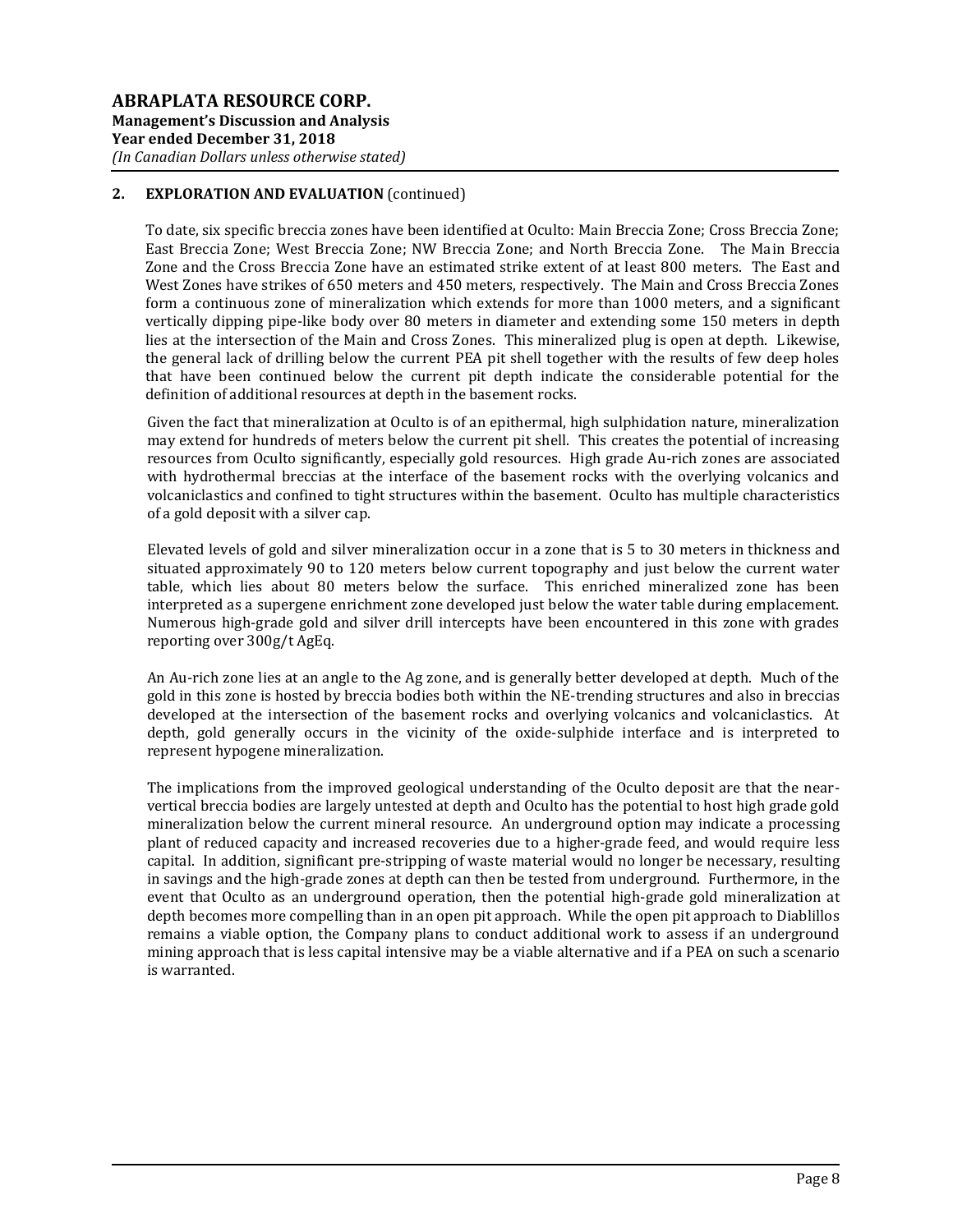## 2. EXPLORATION AND EVALUATION (continued)

To date, six specific breccia zones have been identified at Oculto: Main Breccia Zone; Cross Breccia Zone; East Breccia Zone; West Breccia Zone; NW Breccia Zone; and North Breccia Zone. The Main Breccia Zone and the Cross Breccia Zone have an estimated strike extent of at least 800 meters. The East and West Zones have strikes of 650 meters and 450 meters, respectively. The Main and Cross Breccia Zones form a continuous zone of mineralization which extends for more than 1000 meters, and a significant vertically dipping pipe-like body over 80 meters in diameter and extending some 150 meters in depth lies at the intersection of the Main and Cross Zones. This mineralized plug is open at depth. Likewise, the general lack of drilling below the current PEA pit shell together with the results of few deep holes that have been continued below the current pit depth indicate the considerable potential for the definition of additional resources at depth in the basement rocks.

Given the fact that mineralization at Oculto is of an epithermal, high sulphidation nature, mineralization may extend for hundreds of meters below the current pit shell. This creates the potential of increasing resources from Oculto significantly, especially gold resources. High grade Au-rich zones are associated with hydrothermal breccias at the interface of the basement rocks with the overlying volcanics and volcaniclastics and confined to tight structures within the basement. Oculto has multiple characteristics of a gold deposit with a silver cap.

Elevated levels of gold and silver mineralization occur in a zone that is 5 to 30 meters in thickness and situated approximately 90 to 120 meters below current topography and just below the current water table, which lies about 80 meters below the surface. This enriched mineralized zone has been interpreted as a supergene enrichment zone developed just below the water table during emplacement. Numerous high-grade gold and silver drill intercepts have been encountered in this zone with grades reporting over 300g/t AgEq.

An Au-rich zone lies at an angle to the Ag zone, and is generally better developed at depth. Much of the gold in this zone is hosted by breccia bodies both within the NE-trending structures and also in breccias developed at the intersection of the basement rocks and overlying volcanics and volcaniclastics. At depth, gold generally occurs in the vicinity of the oxide-sulphide interface and is interpreted to represent hypogene mineralization.

The implications from the improved geological understanding of the Oculto deposit are that the near-vertical breccia bodies are largely untested at depth and Oculto has the potential to host high grade gold mineralization below the current mineral resource. An underground option may indicate a processing plant of reduced capacity and increased recoveries due to a higher-grade feed, and would require less capital. In addition, significant pre-stripping of waste material would no longer be necessary, resulting in savings and the high-grade zones at depth can then be tested from underground. Furthermore, in the event that Oculto as an underground operation, then the potential high-grade gold mineralization at depth becomes more compelling than in an open pit approach. While the open pit approach to Diablillos remains a viable option, the Company plans to conduct additional work to assess if an underground mining approach that is less capital intensive may be a viable alternative and if a PEA on such a scenario is warranted.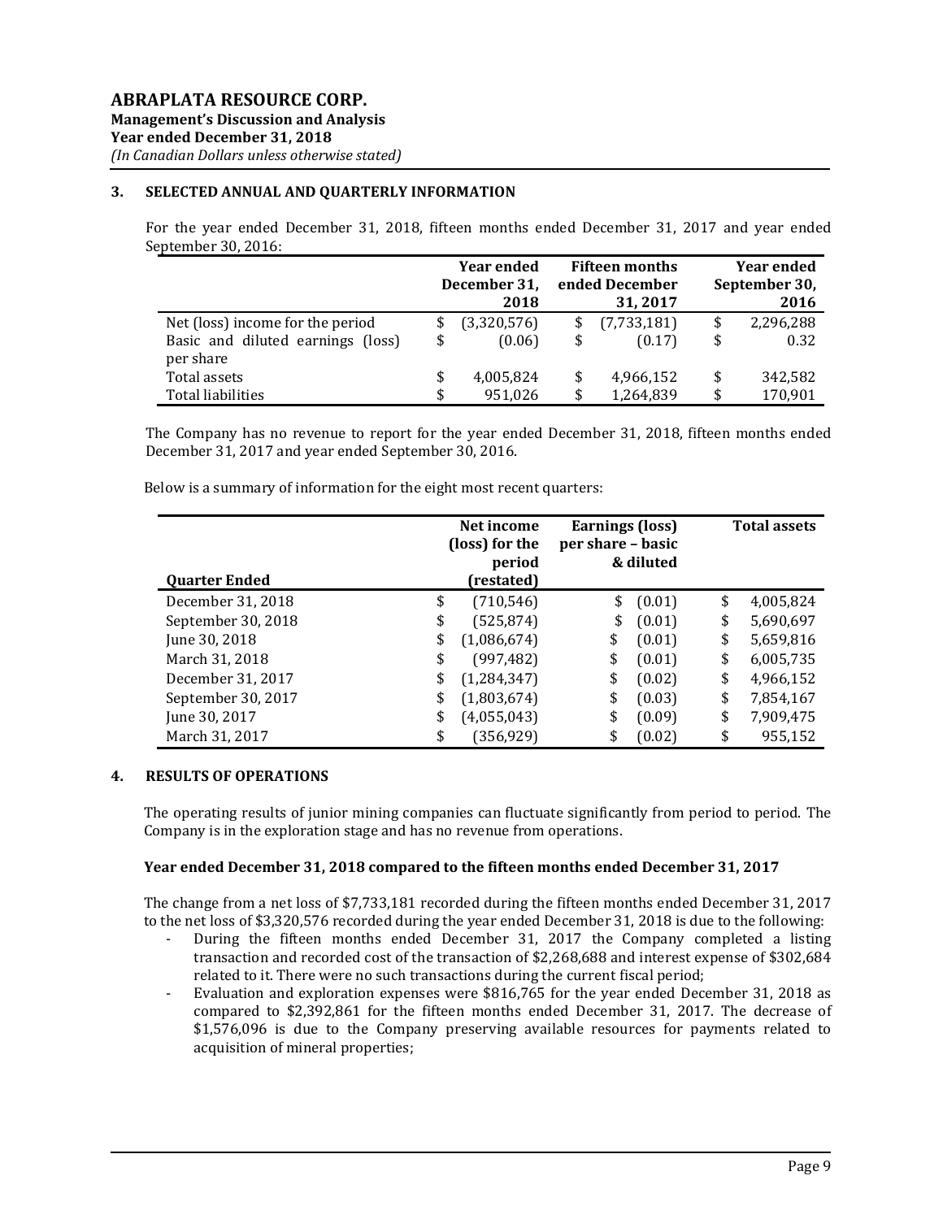## 3. SELECTED ANNUAL AND QUARTERLY INFORMATION

For the year ended December 31, 2018, fifteen months ended December 31, 2017 and year ended September 30, 2016:

| | Year ended December 31, 2018 | Fifteen months ended December 31, 2017 | Year ended September 30, 2016 |
|---|---|---|---|
| Net (loss) income for the period | $ (3,320,576) | $ (7,733,181) | $ 2,296,288 |
| Basic and diluted earnings (loss) per share | $ (0.06) | $ (0.17) | $ 0.32 |
| Total assets | $ 4,005,824 | $ 4,966,152 | $ 342,582 |
| Total liabilities | $ 951,026 | $ 1,264,839 | $ 170,901 |

The Company has no revenue to report for the year ended December 31, 2018, fifteen months ended December 31, 2017 and year ended September 30, 2016.

Below is a summary of information for the eight most recent quarters:

| Quarter Ended | Net income (loss) for the period (restated) | Earnings (loss) per share – basic & diluted | Total assets |
|---|---|---|---|
| December 31, 2018 | $ (710,546) | $ (0.01) | $ 4,005,824 |
| September 30, 2018 | $ (525,874) | $ (0.01) | $ 5,690,697 |
| June 30, 2018 | $ (1,086,674) | $ (0.01) | $ 5,659,816 |
| March 31, 2018 | $ (997,482) | $ (0.01) | $ 6,005,735 |
| December 31, 2017 | $ (1,284,347) | $ (0.02) | $ 4,966,152 |
| September 30, 2017 | $ (1,803,674) | $ (0.03) | $ 7,854,167 |
| June 30, 2017 | $ (4,055,043) | $ (0.09) | $ 7,909,475 |
| March 31, 2017 | $ (356,929) | $ (0.02) | $ 955,152 |

## 4. RESULTS OF OPERATIONS

The operating results of junior mining companies can fluctuate significantly from period to period. The Company is in the exploration stage and has no revenue from operations.

**Year ended December 31, 2018 compared to the fifteen months ended December 31, 2017**

The change from a net loss of $7,733,181 recorded during the fifteen months ended December 31, 2017 to the net loss of $3,320,576 recorded during the year ended December 31, 2018 is due to the following:

- During the fifteen months ended December 31, 2017 the Company completed a listing transaction and recorded cost of the transaction of $2,268,688 and interest expense of $302,684 related to it. There were no such transactions during the current fiscal period;
- Evaluation and exploration expenses were $816,765 for the year ended December 31, 2018 as compared to $2,392,861 for the fifteen months ended December 31, 2017. The decrease of $1,576,096 is due to the Company preserving available resources for payments related to acquisition of mineral properties;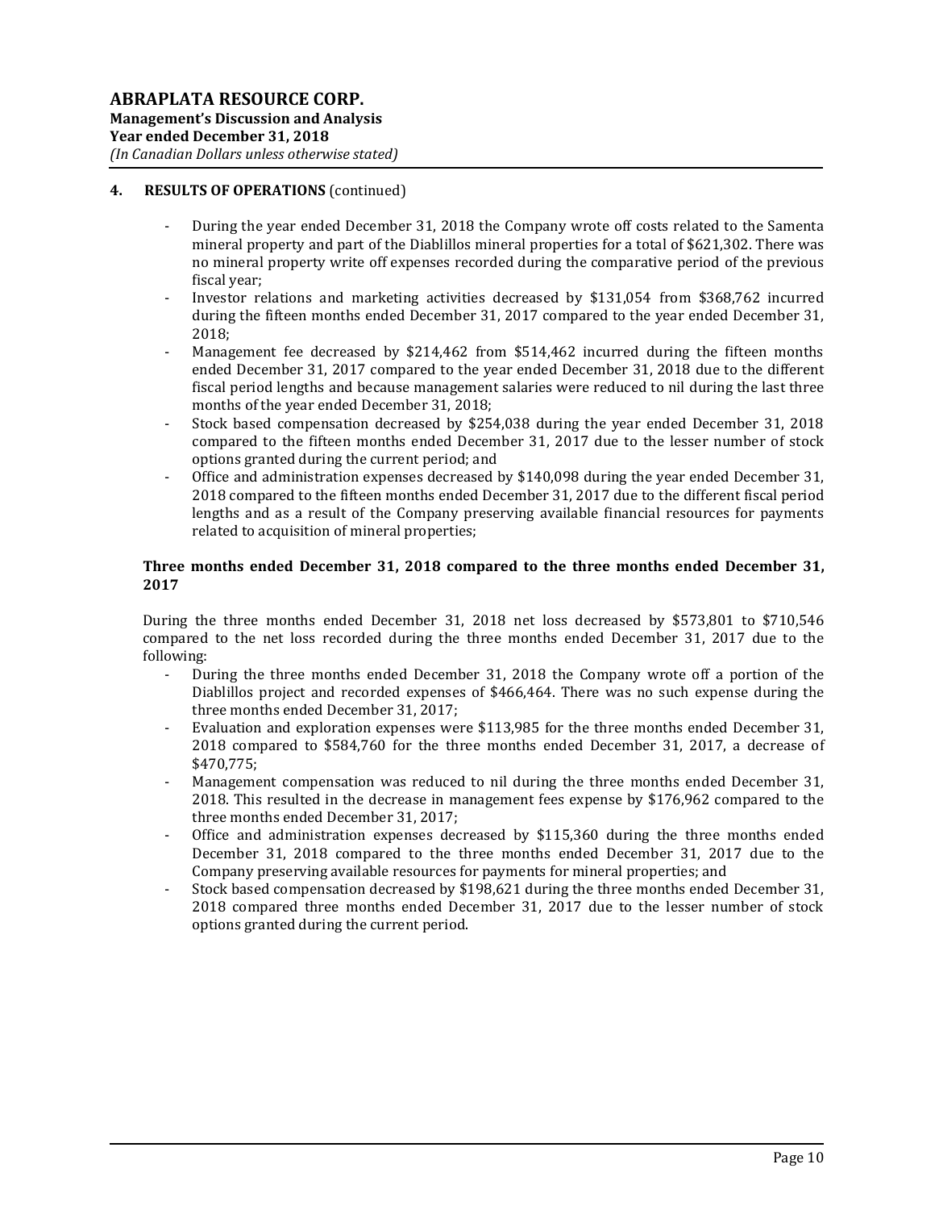## 4. RESULTS OF OPERATIONS (continued)

- During the year ended December 31, 2018 the Company wrote off costs related to the Samenta mineral property and part of the Diablillos mineral properties for a total of $621,302. There was no mineral property write off expenses recorded during the comparative period of the previous fiscal year;
- Investor relations and marketing activities decreased by $131,054 from $368,762 incurred during the fifteen months ended December 31, 2017 compared to the year ended December 31, 2018;
- Management fee decreased by $214,462 from $514,462 incurred during the fifteen months ended December 31, 2017 compared to the year ended December 31, 2018 due to the different fiscal period lengths and because management salaries were reduced to nil during the last three months of the year ended December 31, 2018;
- Stock based compensation decreased by $254,038 during the year ended December 31, 2018 compared to the fifteen months ended December 31, 2017 due to the lesser number of stock options granted during the current period; and
- Office and administration expenses decreased by $140,098 during the year ended December 31, 2018 compared to the fifteen months ended December 31, 2017 due to the different fiscal period lengths and as a result of the Company preserving available financial resources for payments related to acquisition of mineral properties;

### Three months ended December 31, 2018 compared to the three months ended December 31, 2017

During the three months ended December 31, 2018 net loss decreased by $573,801 to $710,546 compared to the net loss recorded during the three months ended December 31, 2017 due to the following:

- During the three months ended December 31, 2018 the Company wrote off a portion of the Diablillos project and recorded expenses of $466,464. There was no such expense during the three months ended December 31, 2017;
- Evaluation and exploration expenses were $113,985 for the three months ended December 31, 2018 compared to $584,760 for the three months ended December 31, 2017, a decrease of $470,775;
- Management compensation was reduced to nil during the three months ended December 31, 2018. This resulted in the decrease in management fees expense by $176,962 compared to the three months ended December 31, 2017;
- Office and administration expenses decreased by $115,360 during the three months ended December 31, 2018 compared to the three months ended December 31, 2017 due to the Company preserving available resources for payments for mineral properties; and
- Stock based compensation decreased by $198,621 during the three months ended December 31, 2018 compared three months ended December 31, 2017 due to the lesser number of stock options granted during the current period.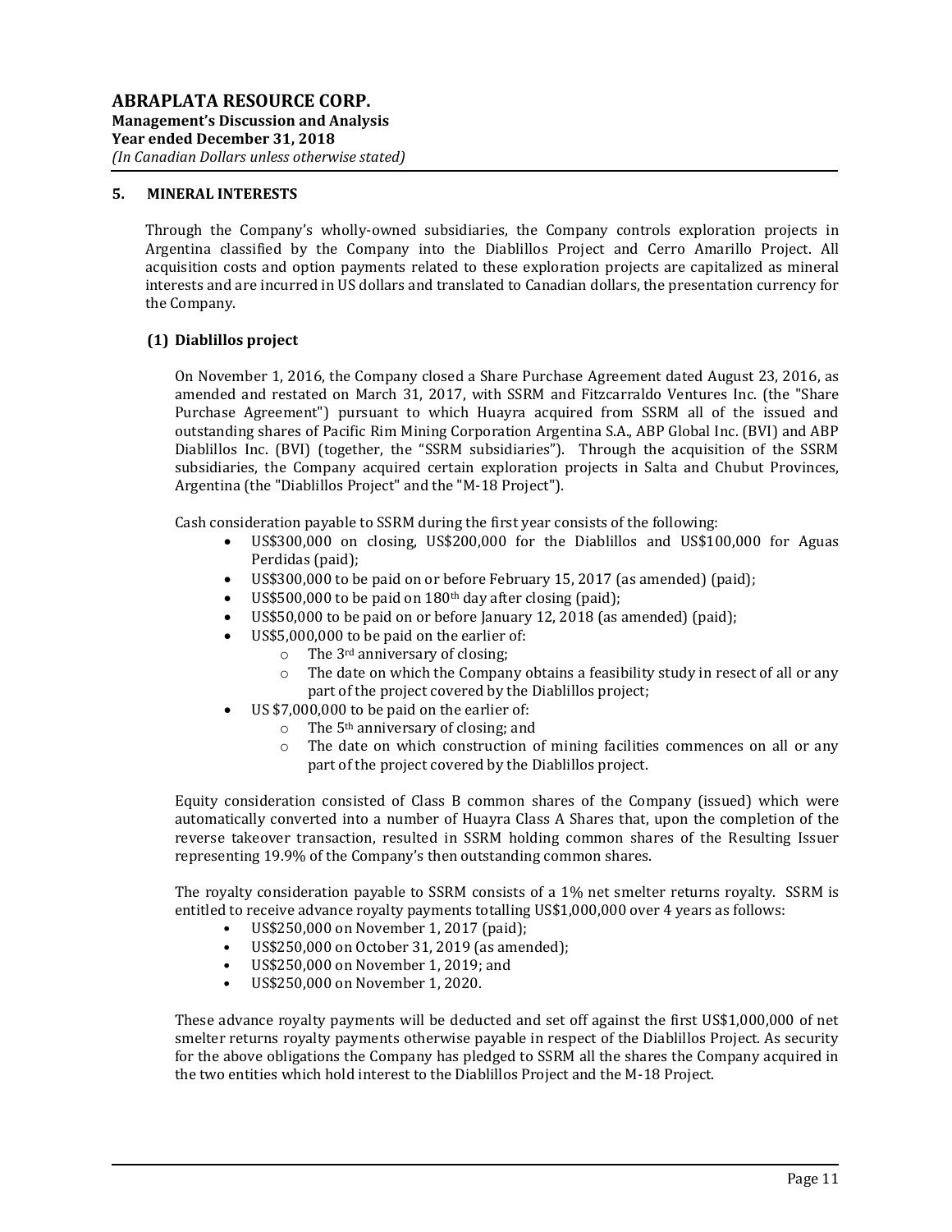## 5. MINERAL INTERESTS

Through the Company's wholly-owned subsidiaries, the Company controls exploration projects in Argentina classified by the Company into the Diablillos Project and Cerro Amarillo Project. All acquisition costs and option payments related to these exploration projects are capitalized as mineral interests and are incurred in US dollars and translated to Canadian dollars, the presentation currency for the Company.

### (1) Diablillos project

On November 1, 2016, the Company closed a Share Purchase Agreement dated August 23, 2016, as amended and restated on March 31, 2017, with SSRM and Fitzcarraldo Ventures Inc. (the "Share Purchase Agreement") pursuant to which Huayra acquired from SSRM all of the issued and outstanding shares of Pacific Rim Mining Corporation Argentina S.A., ABP Global Inc. (BVI) and ABP Diablillos Inc. (BVI) (together, the "SSRM subsidiaries"). Through the acquisition of the SSRM subsidiaries, the Company acquired certain exploration projects in Salta and Chubut Provinces, Argentina (the "Diablillos Project" and the "M-18 Project").

Cash consideration payable to SSRM during the first year consists of the following:

- US$300,000 on closing, US$200,000 for the Diablillos and US$100,000 for Aguas Perdidas (paid);
- US$300,000 to be paid on or before February 15, 2017 (as amended) (paid);
- US$500,000 to be paid on 180th day after closing (paid);
- US$50,000 to be paid on or before January 12, 2018 (as amended) (paid);
- US$5,000,000 to be paid on the earlier of:
  - The 3rd anniversary of closing;
  - The date on which the Company obtains a feasibility study in resect of all or any part of the project covered by the Diablillos project;
- US $7,000,000 to be paid on the earlier of:
  - The 5th anniversary of closing; and
  - The date on which construction of mining facilities commences on all or any part of the project covered by the Diablillos project.

Equity consideration consisted of Class B common shares of the Company (issued) which were automatically converted into a number of Huayra Class A Shares that, upon the completion of the reverse takeover transaction, resulted in SSRM holding common shares of the Resulting Issuer representing 19.9% of the Company's then outstanding common shares.

The royalty consideration payable to SSRM consists of a 1% net smelter returns royalty. SSRM is entitled to receive advance royalty payments totalling US$1,000,000 over 4 years as follows:

- US$250,000 on November 1, 2017 (paid);
- US$250,000 on October 31, 2019 (as amended);
- US$250,000 on November 1, 2019; and
- US$250,000 on November 1, 2020.

These advance royalty payments will be deducted and set off against the first US$1,000,000 of net smelter returns royalty payments otherwise payable in respect of the Diablillos Project. As security for the above obligations the Company has pledged to SSRM all the shares the Company acquired in the two entities which hold interest to the Diablillos Project and the M-18 Project.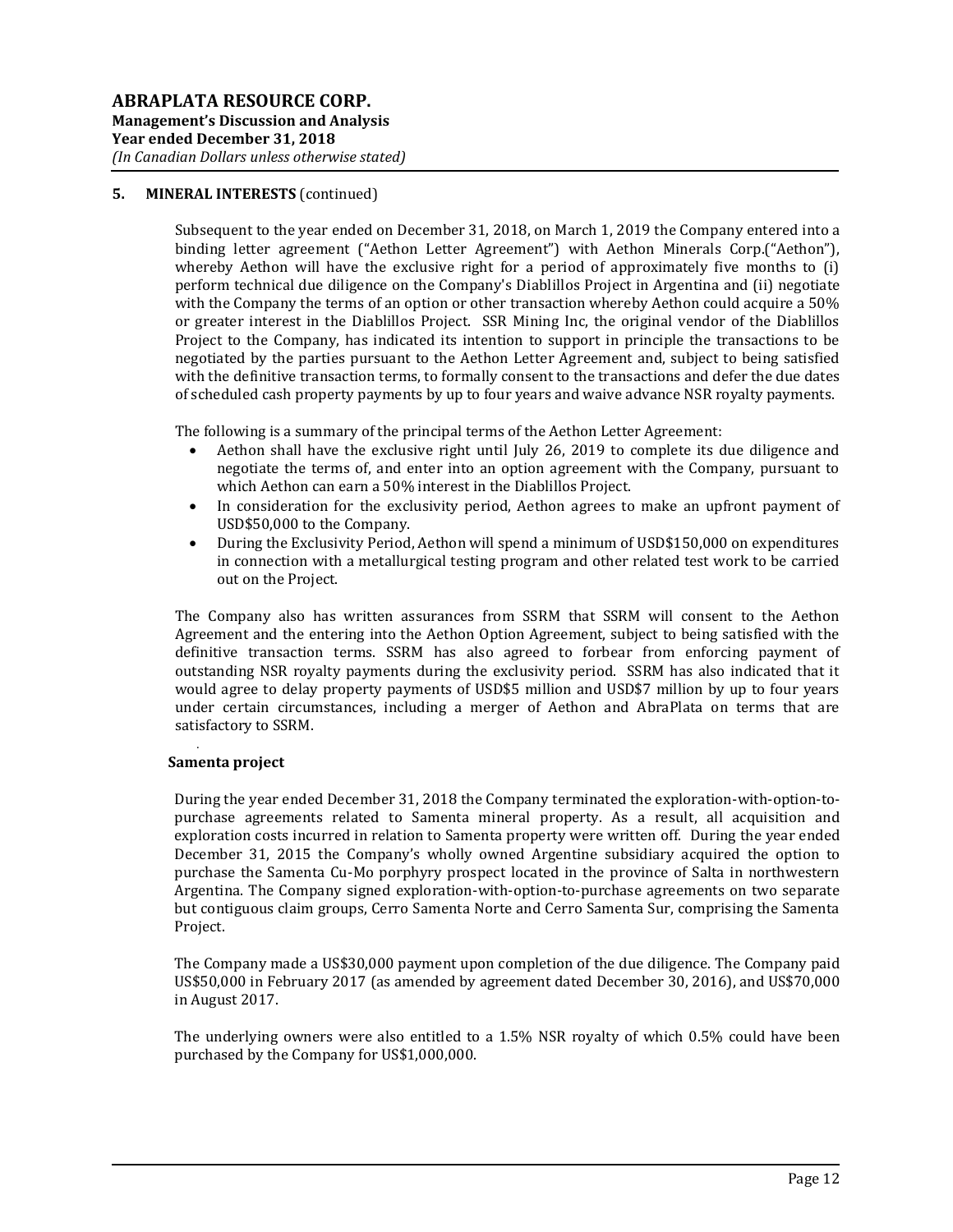## 5. MINERAL INTERESTS (continued)

Subsequent to the year ended on December 31, 2018, on March 1, 2019 the Company entered into a binding letter agreement ("Aethon Letter Agreement") with Aethon Minerals Corp.("Aethon"), whereby Aethon will have the exclusive right for a period of approximately five months to (i) perform technical due diligence on the Company's Diablillos Project in Argentina and (ii) negotiate with the Company the terms of an option or other transaction whereby Aethon could acquire a 50% or greater interest in the Diablillos Project. SSR Mining Inc, the original vendor of the Diablillos Project to the Company, has indicated its intention to support in principle the transactions to be negotiated by the parties pursuant to the Aethon Letter Agreement and, subject to being satisfied with the definitive transaction terms, to formally consent to the transactions and defer the due dates of scheduled cash property payments by up to four years and waive advance NSR royalty payments.

The following is a summary of the principal terms of the Aethon Letter Agreement:

- Aethon shall have the exclusive right until July 26, 2019 to complete its due diligence and negotiate the terms of, and enter into an option agreement with the Company, pursuant to which Aethon can earn a 50% interest in the Diablillos Project.
- In consideration for the exclusivity period, Aethon agrees to make an upfront payment of USD$50,000 to the Company.
- During the Exclusivity Period, Aethon will spend a minimum of USD$150,000 on expenditures in connection with a metallurgical testing program and other related test work to be carried out on the Project.

The Company also has written assurances from SSRM that SSRM will consent to the Aethon Agreement and the entering into the Aethon Option Agreement, subject to being satisfied with the definitive transaction terms. SSRM has also agreed to forbear from enforcing payment of outstanding NSR royalty payments during the exclusivity period. SSRM has also indicated that it would agree to delay property payments of USD$5 million and USD$7 million by up to four years under certain circumstances, including a merger of Aethon and AbraPlata on terms that are satisfactory to SSRM.

### Samenta project

During the year ended December 31, 2018 the Company terminated the exploration-with-option-to-purchase agreements related to Samenta mineral property. As a result, all acquisition and exploration costs incurred in relation to Samenta property were written off. During the year ended December 31, 2015 the Company's wholly owned Argentine subsidiary acquired the option to purchase the Samenta Cu-Mo porphyry prospect located in the province of Salta in northwestern Argentina. The Company signed exploration-with-option-to-purchase agreements on two separate but contiguous claim groups, Cerro Samenta Norte and Cerro Samenta Sur, comprising the Samenta Project.

The Company made a US$30,000 payment upon completion of the due diligence. The Company paid US$50,000 in February 2017 (as amended by agreement dated December 30, 2016), and US$70,000 in August 2017.

The underlying owners were also entitled to a 1.5% NSR royalty of which 0.5% could have been purchased by the Company for US$1,000,000.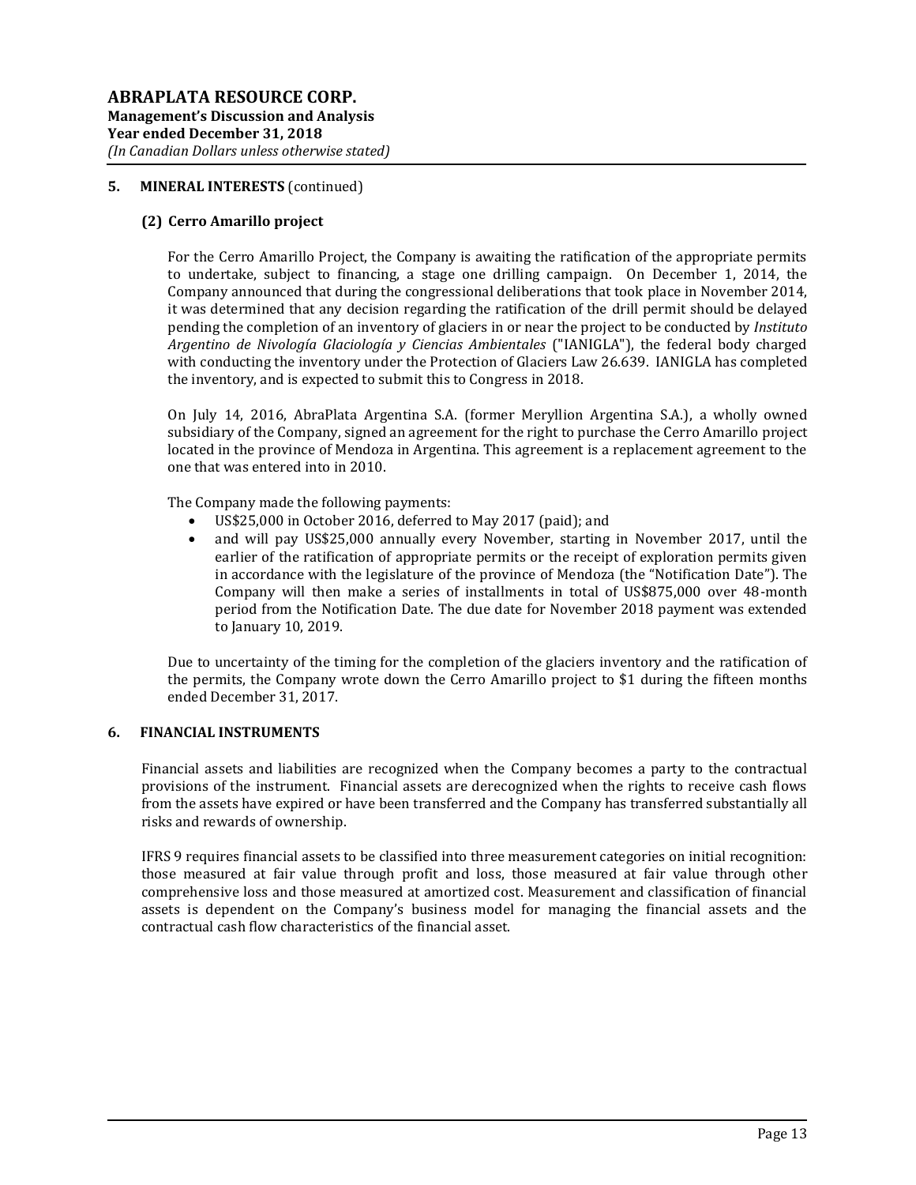## 5. MINERAL INTERESTS (continued)

### (2) Cerro Amarillo project

For the Cerro Amarillo Project, the Company is awaiting the ratification of the appropriate permits to undertake, subject to financing, a stage one drilling campaign. On December 1, 2014, the Company announced that during the congressional deliberations that took place in November 2014, it was determined that any decision regarding the ratification of the drill permit should be delayed pending the completion of an inventory of glaciers in or near the project to be conducted by *Instituto Argentino de Nivología Glaciología y Ciencias Ambientales* ("IANIGLA"), the federal body charged with conducting the inventory under the Protection of Glaciers Law 26.639. IANIGLA has completed the inventory, and is expected to submit this to Congress in 2018.

On July 14, 2016, AbraPlata Argentina S.A. (former Meryllion Argentina S.A.), a wholly owned subsidiary of the Company, signed an agreement for the right to purchase the Cerro Amarillo project located in the province of Mendoza in Argentina. This agreement is a replacement agreement to the one that was entered into in 2010.

The Company made the following payments:

- US$25,000 in October 2016, deferred to May 2017 (paid); and
- and will pay US$25,000 annually every November, starting in November 2017, until the earlier of the ratification of appropriate permits or the receipt of exploration permits given in accordance with the legislature of the province of Mendoza (the "Notification Date"). The Company will then make a series of installments in total of US$875,000 over 48-month period from the Notification Date. The due date for November 2018 payment was extended to January 10, 2019.

Due to uncertainty of the timing for the completion of the glaciers inventory and the ratification of the permits, the Company wrote down the Cerro Amarillo project to $1 during the fifteen months ended December 31, 2017.

## 6. FINANCIAL INSTRUMENTS

Financial assets and liabilities are recognized when the Company becomes a party to the contractual provisions of the instrument. Financial assets are derecognized when the rights to receive cash flows from the assets have expired or have been transferred and the Company has transferred substantially all risks and rewards of ownership.

IFRS 9 requires financial assets to be classified into three measurement categories on initial recognition: those measured at fair value through profit and loss, those measured at fair value through other comprehensive loss and those measured at amortized cost. Measurement and classification of financial assets is dependent on the Company's business model for managing the financial assets and the contractual cash flow characteristics of the financial asset.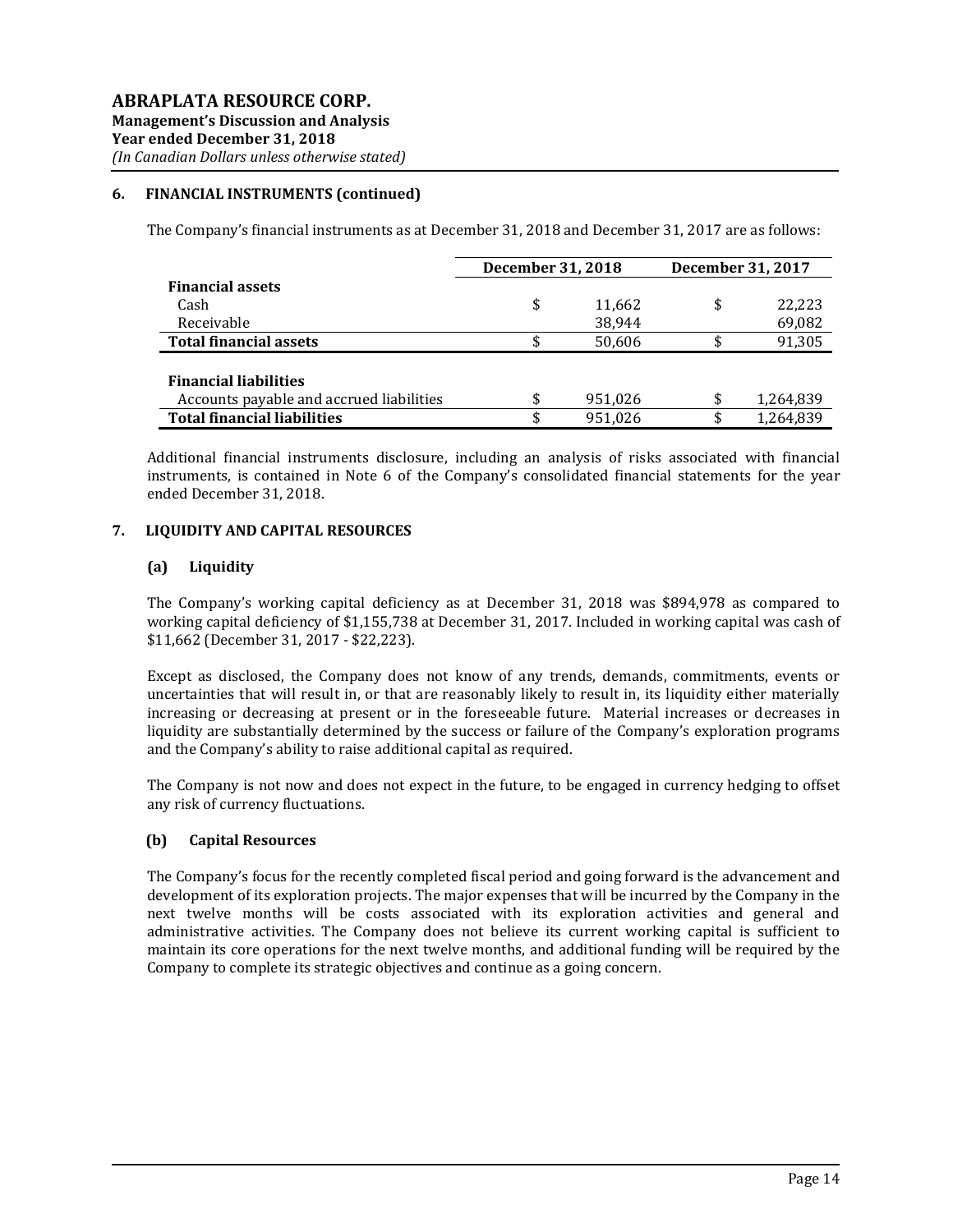## 6. FINANCIAL INSTRUMENTS (continued)

The Company's financial instruments as at December 31, 2018 and December 31, 2017 are as follows:

| | December 31, 2018 | December 31, 2017 |
|---|---|---|
| **Financial assets** | | |
| Cash | $ 11,662 | $ 22,223 |
| Receivable | 38,944 | 69,082 |
| **Total financial assets** | $ 50,606 | $ 91,305 |
| | | |
| **Financial liabilities** | | |
| Accounts payable and accrued liabilities | $ 951,026 | $ 1,264,839 |
| **Total financial liabilities** | $ 951,026 | $ 1,264,839 |

Additional financial instruments disclosure, including an analysis of risks associated with financial instruments, is contained in Note 6 of the Company's consolidated financial statements for the year ended December 31, 2018.

## 7. LIQUIDITY AND CAPITAL RESOURCES

### (a) Liquidity

The Company's working capital deficiency as at December 31, 2018 was $894,978 as compared to working capital deficiency of $1,155,738 at December 31, 2017. Included in working capital was cash of $11,662 (December 31, 2017 - $22,223).

Except as disclosed, the Company does not know of any trends, demands, commitments, events or uncertainties that will result in, or that are reasonably likely to result in, its liquidity either materially increasing or decreasing at present or in the foreseeable future. Material increases or decreases in liquidity are substantially determined by the success or failure of the Company's exploration programs and the Company's ability to raise additional capital as required.

The Company is not now and does not expect in the future, to be engaged in currency hedging to offset any risk of currency fluctuations.

### (b) Capital Resources

The Company's focus for the recently completed fiscal period and going forward is the advancement and development of its exploration projects. The major expenses that will be incurred by the Company in the next twelve months will be costs associated with its exploration activities and general and administrative activities. The Company does not believe its current working capital is sufficient to maintain its core operations for the next twelve months, and additional funding will be required by the Company to complete its strategic objectives and continue as a going concern.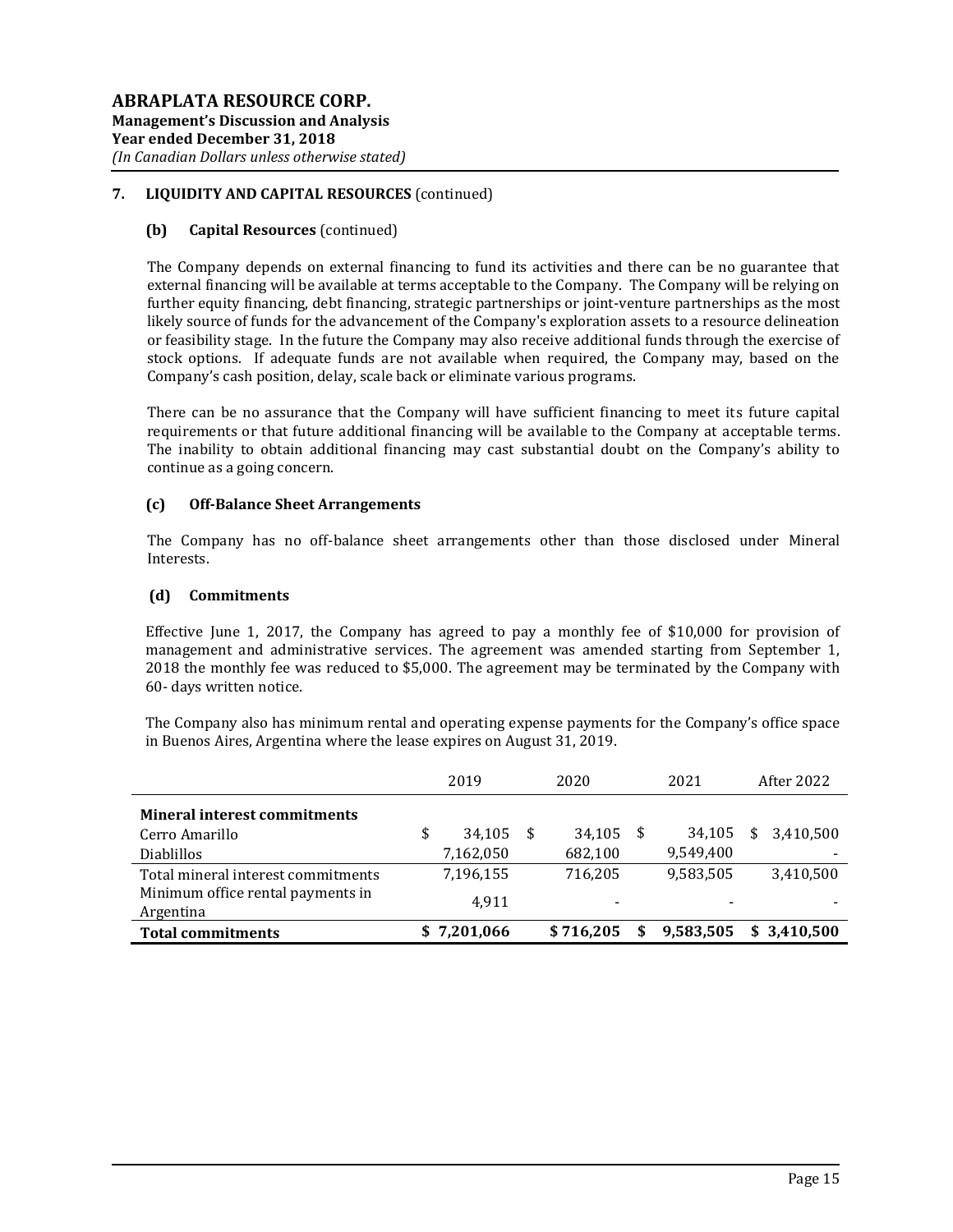## 7. LIQUIDITY AND CAPITAL RESOURCES (continued)

### (b) Capital Resources (continued)

The Company depends on external financing to fund its activities and there can be no guarantee that external financing will be available at terms acceptable to the Company. The Company will be relying on further equity financing, debt financing, strategic partnerships or joint-venture partnerships as the most likely source of funds for the advancement of the Company's exploration assets to a resource delineation or feasibility stage. In the future the Company may also receive additional funds through the exercise of stock options. If adequate funds are not available when required, the Company may, based on the Company's cash position, delay, scale back or eliminate various programs.

There can be no assurance that the Company will have sufficient financing to meet its future capital requirements or that future additional financing will be available to the Company at acceptable terms. The inability to obtain additional financing may cast substantial doubt on the Company's ability to continue as a going concern.

### (c) Off-Balance Sheet Arrangements

The Company has no off-balance sheet arrangements other than those disclosed under Mineral Interests.

### (d) Commitments

Effective June 1, 2017, the Company has agreed to pay a monthly fee of $10,000 for provision of management and administrative services. The agreement was amended starting from September 1, 2018 the monthly fee was reduced to $5,000. The agreement may be terminated by the Company with 60- days written notice.

The Company also has minimum rental and operating expense payments for the Company's office space in Buenos Aires, Argentina where the lease expires on August 31, 2019.

| | 2019 | 2020 | 2021 | After 2022 |
|---|---|---|---|---|
| **Mineral interest commitments** | | | | |
| Cerro Amarillo | $ 34,105 | $ 34,105 | $ 34,105 | $ 3,410,500 |
| Diablillos | 7,162,050 | 682,100 | 9,549,400 | - |
| Total mineral interest commitments | 7,196,155 | 716,205 | 9,583,505 | 3,410,500 |
| Minimum office rental payments in Argentina | 4,911 | - | - | - |
| **Total commitments** | **$ 7,201,066** | **$ 716,205** | **$ 9,583,505** | **$ 3,410,500** |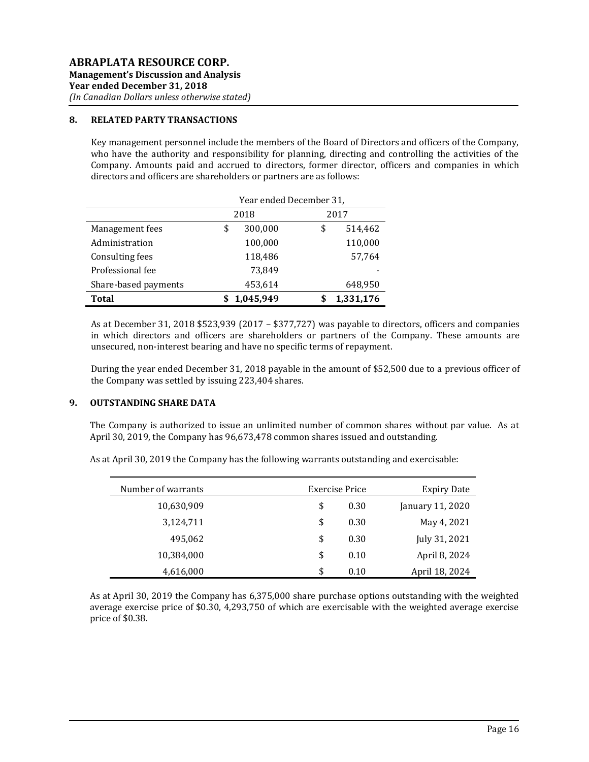## 8. RELATED PARTY TRANSACTIONS

Key management personnel include the members of the Board of Directors and officers of the Company, who have the authority and responsibility for planning, directing and controlling the activities of the Company. Amounts paid and accrued to directors, former director, officers and companies in which directors and officers are shareholders or partners are as follows:

| | Year ended December 31, | |
|---|---|---|
| | 2018 | 2017 |
| Management fees | $ 300,000 | $ 514,462 |
| Administration | 100,000 | 110,000 |
| Consulting fees | 118,486 | 57,764 |
| Professional fee | 73,849 | - |
| Share-based payments | 453,614 | 648,950 |
| **Total** | **$ 1,045,949** | **$ 1,331,176** |

As at December 31, 2018 $523,939 (2017 – $377,727) was payable to directors, officers and companies in which directors and officers are shareholders or partners of the Company. These amounts are unsecured, non-interest bearing and have no specific terms of repayment.

During the year ended December 31, 2018 payable in the amount of $52,500 due to a previous officer of the Company was settled by issuing 223,404 shares.

## 9. OUTSTANDING SHARE DATA

The Company is authorized to issue an unlimited number of common shares without par value. As at April 30, 2019, the Company has 96,673,478 common shares issued and outstanding.

As at April 30, 2019 the Company has the following warrants outstanding and exercisable:

| Number of warrants | Exercise Price | Expiry Date |
|---|---|---|
| 10,630,909 | $ 0.30 | January 11, 2020 |
| 3,124,711 | $ 0.30 | May 4, 2021 |
| 495,062 | $ 0.30 | July 31, 2021 |
| 10,384,000 | $ 0.10 | April 8, 2024 |
| 4,616,000 | $ 0.10 | April 18, 2024 |

As at April 30, 2019 the Company has 6,375,000 share purchase options outstanding with the weighted average exercise price of $0.30, 4,293,750 of which are exercisable with the weighted average exercise price of $0.38.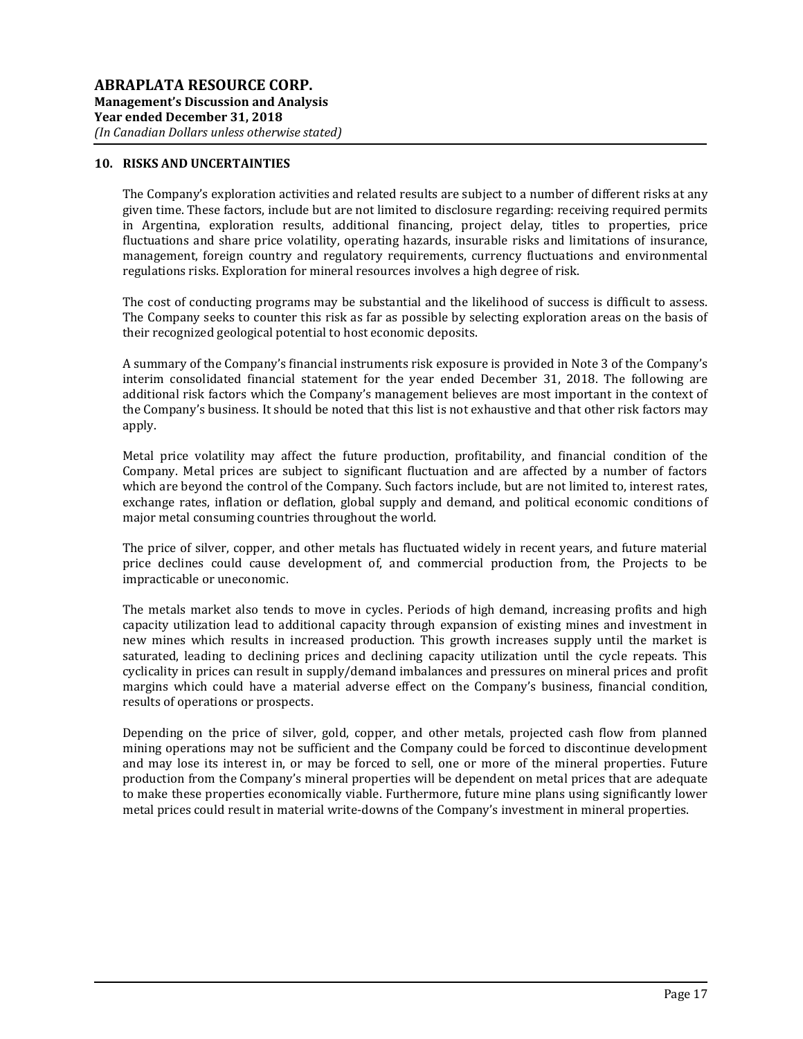## 10. RISKS AND UNCERTAINTIES

The Company's exploration activities and related results are subject to a number of different risks at any given time. These factors, include but are not limited to disclosure regarding: receiving required permits in Argentina, exploration results, additional financing, project delay, titles to properties, price fluctuations and share price volatility, operating hazards, insurable risks and limitations of insurance, management, foreign country and regulatory requirements, currency fluctuations and environmental regulations risks. Exploration for mineral resources involves a high degree of risk.

The cost of conducting programs may be substantial and the likelihood of success is difficult to assess. The Company seeks to counter this risk as far as possible by selecting exploration areas on the basis of their recognized geological potential to host economic deposits.

A summary of the Company's financial instruments risk exposure is provided in Note 3 of the Company's interim consolidated financial statement for the year ended December 31, 2018. The following are additional risk factors which the Company's management believes are most important in the context of the Company's business. It should be noted that this list is not exhaustive and that other risk factors may apply.

Metal price volatility may affect the future production, profitability, and financial condition of the Company. Metal prices are subject to significant fluctuation and are affected by a number of factors which are beyond the control of the Company. Such factors include, but are not limited to, interest rates, exchange rates, inflation or deflation, global supply and demand, and political economic conditions of major metal consuming countries throughout the world.

The price of silver, copper, and other metals has fluctuated widely in recent years, and future material price declines could cause development of, and commercial production from, the Projects to be impracticable or uneconomic.

The metals market also tends to move in cycles. Periods of high demand, increasing profits and high capacity utilization lead to additional capacity through expansion of existing mines and investment in new mines which results in increased production. This growth increases supply until the market is saturated, leading to declining prices and declining capacity utilization until the cycle repeats. This cyclicality in prices can result in supply/demand imbalances and pressures on mineral prices and profit margins which could have a material adverse effect on the Company's business, financial condition, results of operations or prospects.

Depending on the price of silver, gold, copper, and other metals, projected cash flow from planned mining operations may not be sufficient and the Company could be forced to discontinue development and may lose its interest in, or may be forced to sell, one or more of the mineral properties. Future production from the Company's mineral properties will be dependent on metal prices that are adequate to make these properties economically viable. Furthermore, future mine plans using significantly lower metal prices could result in material write-downs of the Company's investment in mineral properties.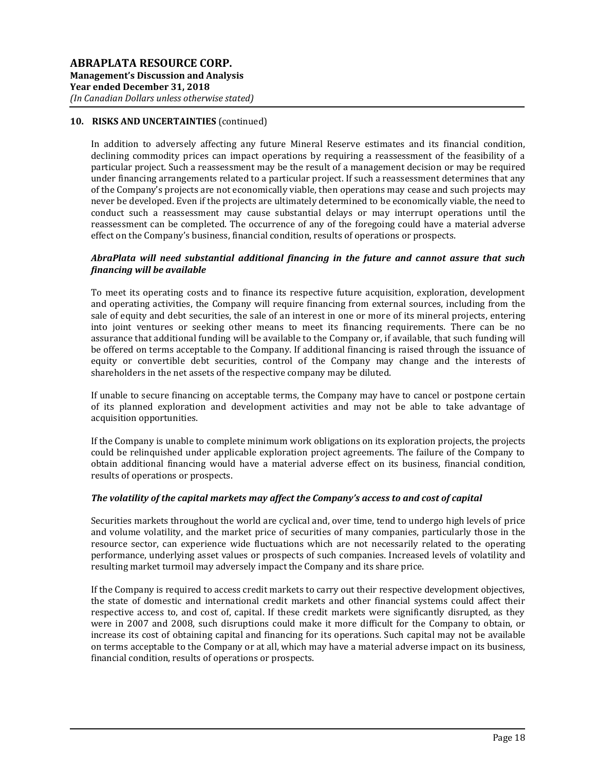## 10. RISKS AND UNCERTAINTIES (continued)

In addition to adversely affecting any future Mineral Reserve estimates and its financial condition, declining commodity prices can impact operations by requiring a reassessment of the feasibility of a particular project. Such a reassessment may be the result of a management decision or may be required under financing arrangements related to a particular project. If such a reassessment determines that any of the Company's projects are not economically viable, then operations may cease and such projects may never be developed. Even if the projects are ultimately determined to be economically viable, the need to conduct such a reassessment may cause substantial delays or may interrupt operations until the reassessment can be completed. The occurrence of any of the foregoing could have a material adverse effect on the Company's business, financial condition, results of operations or prospects.

***AbraPlata will need substantial additional financing in the future and cannot assure that such financing will be available***

To meet its operating costs and to finance its respective future acquisition, exploration, development and operating activities, the Company will require financing from external sources, including from the sale of equity and debt securities, the sale of an interest in one or more of its mineral projects, entering into joint ventures or seeking other means to meet its financing requirements. There can be no assurance that additional funding will be available to the Company or, if available, that such funding will be offered on terms acceptable to the Company. If additional financing is raised through the issuance of equity or convertible debt securities, control of the Company may change and the interests of shareholders in the net assets of the respective company may be diluted.

If unable to secure financing on acceptable terms, the Company may have to cancel or postpone certain of its planned exploration and development activities and may not be able to take advantage of acquisition opportunities.

If the Company is unable to complete minimum work obligations on its exploration projects, the projects could be relinquished under applicable exploration project agreements. The failure of the Company to obtain additional financing would have a material adverse effect on its business, financial condition, results of operations or prospects.

***The volatility of the capital markets may affect the Company's access to and cost of capital***

Securities markets throughout the world are cyclical and, over time, tend to undergo high levels of price and volume volatility, and the market price of securities of many companies, particularly those in the resource sector, can experience wide fluctuations which are not necessarily related to the operating performance, underlying asset values or prospects of such companies. Increased levels of volatility and resulting market turmoil may adversely impact the Company and its share price.

If the Company is required to access credit markets to carry out their respective development objectives, the state of domestic and international credit markets and other financial systems could affect their respective access to, and cost of, capital. If these credit markets were significantly disrupted, as they were in 2007 and 2008, such disruptions could make it more difficult for the Company to obtain, or increase its cost of obtaining capital and financing for its operations. Such capital may not be available on terms acceptable to the Company or at all, which may have a material adverse impact on its business, financial condition, results of operations or prospects.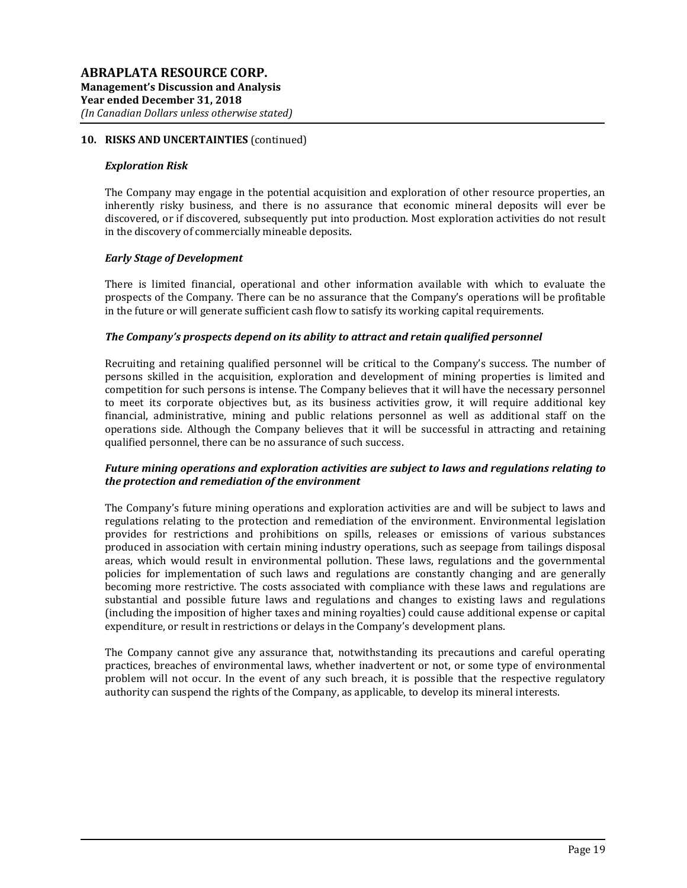## 10. RISKS AND UNCERTAINTIES (continued)

### *Exploration Risk*

The Company may engage in the potential acquisition and exploration of other resource properties, an inherently risky business, and there is no assurance that economic mineral deposits will ever be discovered, or if discovered, subsequently put into production. Most exploration activities do not result in the discovery of commercially mineable deposits.

### *Early Stage of Development*

There is limited financial, operational and other information available with which to evaluate the prospects of the Company. There can be no assurance that the Company's operations will be profitable in the future or will generate sufficient cash flow to satisfy its working capital requirements.

### *The Company's prospects depend on its ability to attract and retain qualified personnel*

Recruiting and retaining qualified personnel will be critical to the Company's success. The number of persons skilled in the acquisition, exploration and development of mining properties is limited and competition for such persons is intense. The Company believes that it will have the necessary personnel to meet its corporate objectives but, as its business activities grow, it will require additional key financial, administrative, mining and public relations personnel as well as additional staff on the operations side. Although the Company believes that it will be successful in attracting and retaining qualified personnel, there can be no assurance of such success.

### *Future mining operations and exploration activities are subject to laws and regulations relating to the protection and remediation of the environment*

The Company's future mining operations and exploration activities are and will be subject to laws and regulations relating to the protection and remediation of the environment. Environmental legislation provides for restrictions and prohibitions on spills, releases or emissions of various substances produced in association with certain mining industry operations, such as seepage from tailings disposal areas, which would result in environmental pollution. These laws, regulations and the governmental policies for implementation of such laws and regulations are constantly changing and are generally becoming more restrictive. The costs associated with compliance with these laws and regulations are substantial and possible future laws and regulations and changes to existing laws and regulations (including the imposition of higher taxes and mining royalties) could cause additional expense or capital expenditure, or result in restrictions or delays in the Company's development plans.

The Company cannot give any assurance that, notwithstanding its precautions and careful operating practices, breaches of environmental laws, whether inadvertent or not, or some type of environmental problem will not occur. In the event of any such breach, it is possible that the respective regulatory authority can suspend the rights of the Company, as applicable, to develop its mineral interests.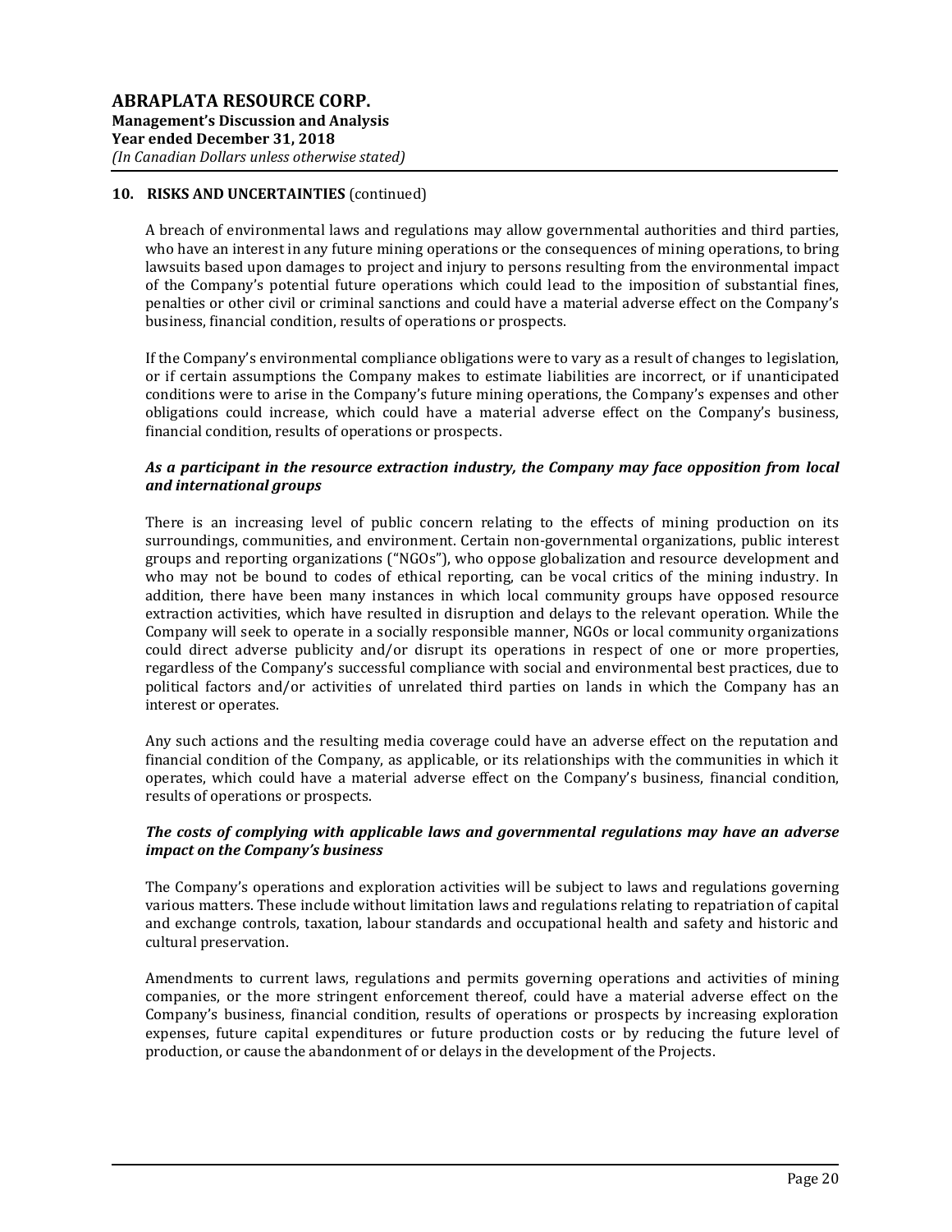## 10. RISKS AND UNCERTAINTIES (continued)

A breach of environmental laws and regulations may allow governmental authorities and third parties, who have an interest in any future mining operations or the consequences of mining operations, to bring lawsuits based upon damages to project and injury to persons resulting from the environmental impact of the Company's potential future operations which could lead to the imposition of substantial fines, penalties or other civil or criminal sanctions and could have a material adverse effect on the Company's business, financial condition, results of operations or prospects.

If the Company's environmental compliance obligations were to vary as a result of changes to legislation, or if certain assumptions the Company makes to estimate liabilities are incorrect, or if unanticipated conditions were to arise in the Company's future mining operations, the Company's expenses and other obligations could increase, which could have a material adverse effect on the Company's business, financial condition, results of operations or prospects.

***As a participant in the resource extraction industry, the Company may face opposition from local and international groups***

There is an increasing level of public concern relating to the effects of mining production on its surroundings, communities, and environment. Certain non-governmental organizations, public interest groups and reporting organizations ("NGOs"), who oppose globalization and resource development and who may not be bound to codes of ethical reporting, can be vocal critics of the mining industry. In addition, there have been many instances in which local community groups have opposed resource extraction activities, which have resulted in disruption and delays to the relevant operation. While the Company will seek to operate in a socially responsible manner, NGOs or local community organizations could direct adverse publicity and/or disrupt its operations in respect of one or more properties, regardless of the Company's successful compliance with social and environmental best practices, due to political factors and/or activities of unrelated third parties on lands in which the Company has an interest or operates.

Any such actions and the resulting media coverage could have an adverse effect on the reputation and financial condition of the Company, as applicable, or its relationships with the communities in which it operates, which could have a material adverse effect on the Company's business, financial condition, results of operations or prospects.

***The costs of complying with applicable laws and governmental regulations may have an adverse impact on the Company's business***

The Company's operations and exploration activities will be subject to laws and regulations governing various matters. These include without limitation laws and regulations relating to repatriation of capital and exchange controls, taxation, labour standards and occupational health and safety and historic and cultural preservation.

Amendments to current laws, regulations and permits governing operations and activities of mining companies, or the more stringent enforcement thereof, could have a material adverse effect on the Company's business, financial condition, results of operations or prospects by increasing exploration expenses, future capital expenditures or future production costs or by reducing the future level of production, or cause the abandonment of or delays in the development of the Projects.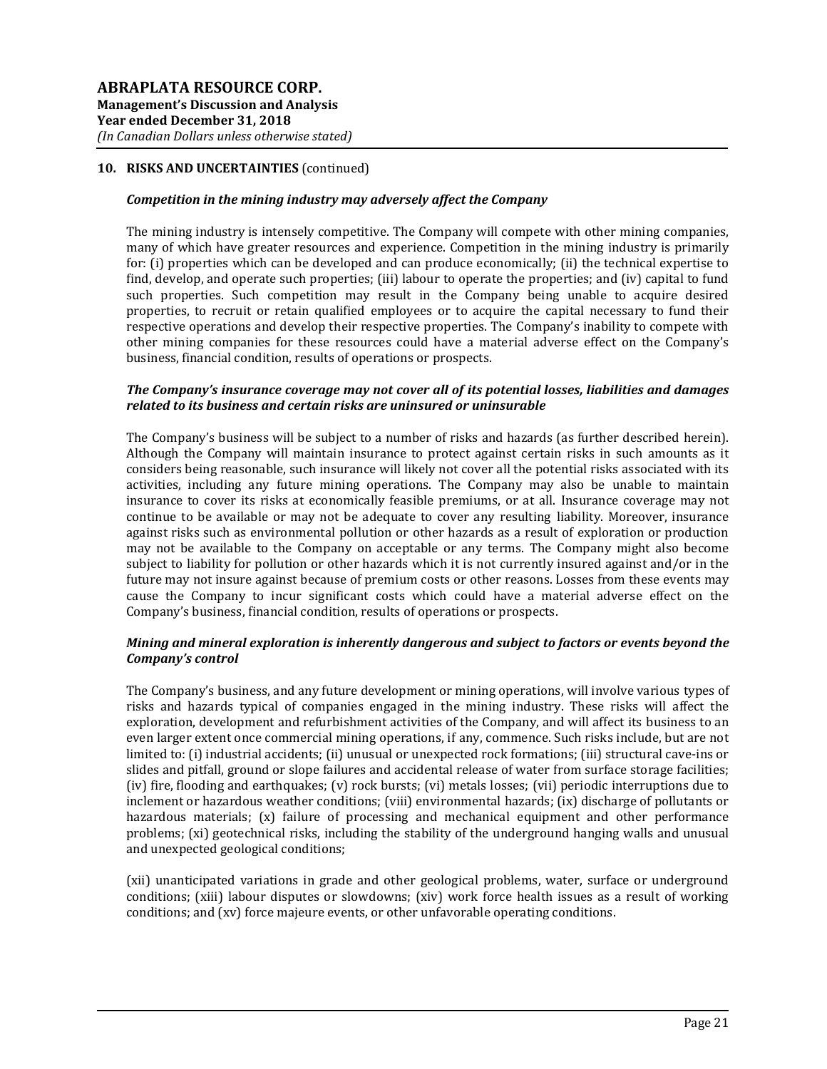## 10. RISKS AND UNCERTAINTIES (continued)

***Competition in the mining industry may adversely affect the Company***

The mining industry is intensely competitive. The Company will compete with other mining companies, many of which have greater resources and experience. Competition in the mining industry is primarily for: (i) properties which can be developed and can produce economically; (ii) the technical expertise to find, develop, and operate such properties; (iii) labour to operate the properties; and (iv) capital to fund such properties. Such competition may result in the Company being unable to acquire desired properties, to recruit or retain qualified employees or to acquire the capital necessary to fund their respective operations and develop their respective properties. The Company's inability to compete with other mining companies for these resources could have a material adverse effect on the Company's business, financial condition, results of operations or prospects.

***The Company's insurance coverage may not cover all of its potential losses, liabilities and damages related to its business and certain risks are uninsured or uninsurable***

The Company's business will be subject to a number of risks and hazards (as further described herein). Although the Company will maintain insurance to protect against certain risks in such amounts as it considers being reasonable, such insurance will likely not cover all the potential risks associated with its activities, including any future mining operations. The Company may also be unable to maintain insurance to cover its risks at economically feasible premiums, or at all. Insurance coverage may not continue to be available or may not be adequate to cover any resulting liability. Moreover, insurance against risks such as environmental pollution or other hazards as a result of exploration or production may not be available to the Company on acceptable or any terms. The Company might also become subject to liability for pollution or other hazards which it is not currently insured against and/or in the future may not insure against because of premium costs or other reasons. Losses from these events may cause the Company to incur significant costs which could have a material adverse effect on the Company's business, financial condition, results of operations or prospects.

***Mining and mineral exploration is inherently dangerous and subject to factors or events beyond the Company's control***

The Company's business, and any future development or mining operations, will involve various types of risks and hazards typical of companies engaged in the mining industry. These risks will affect the exploration, development and refurbishment activities of the Company, and will affect its business to an even larger extent once commercial mining operations, if any, commence. Such risks include, but are not limited to: (i) industrial accidents; (ii) unusual or unexpected rock formations; (iii) structural cave-ins or slides and pitfall, ground or slope failures and accidental release of water from surface storage facilities; (iv) fire, flooding and earthquakes; (v) rock bursts; (vi) metals losses; (vii) periodic interruptions due to inclement or hazardous weather conditions; (viii) environmental hazards; (ix) discharge of pollutants or hazardous materials; (x) failure of processing and mechanical equipment and other performance problems; (xi) geotechnical risks, including the stability of the underground hanging walls and unusual and unexpected geological conditions;

(xii) unanticipated variations in grade and other geological problems, water, surface or underground conditions; (xiii) labour disputes or slowdowns; (xiv) work force health issues as a result of working conditions; and (xv) force majeure events, or other unfavorable operating conditions.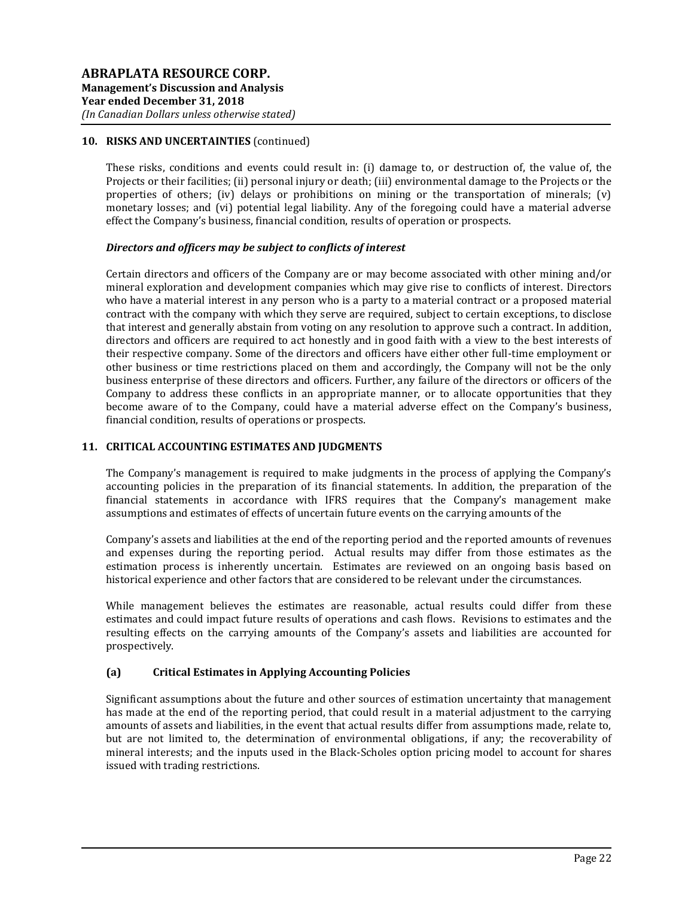## 10. RISKS AND UNCERTAINTIES (continued)

These risks, conditions and events could result in: (i) damage to, or destruction of, the value of, the Projects or their facilities; (ii) personal injury or death; (iii) environmental damage to the Projects or the properties of others; (iv) delays or prohibitions on mining or the transportation of minerals; (v) monetary losses; and (vi) potential legal liability. Any of the foregoing could have a material adverse effect the Company's business, financial condition, results of operation or prospects.

***Directors and officers may be subject to conflicts of interest***

Certain directors and officers of the Company are or may become associated with other mining and/or mineral exploration and development companies which may give rise to conflicts of interest. Directors who have a material interest in any person who is a party to a material contract or a proposed material contract with the company with which they serve are required, subject to certain exceptions, to disclose that interest and generally abstain from voting on any resolution to approve such a contract. In addition, directors and officers are required to act honestly and in good faith with a view to the best interests of their respective company. Some of the directors and officers have either other full-time employment or other business or time restrictions placed on them and accordingly, the Company will not be the only business enterprise of these directors and officers. Further, any failure of the directors or officers of the Company to address these conflicts in an appropriate manner, or to allocate opportunities that they become aware of to the Company, could have a material adverse effect on the Company's business, financial condition, results of operations or prospects.

## 11. CRITICAL ACCOUNTING ESTIMATES AND JUDGMENTS

The Company's management is required to make judgments in the process of applying the Company's accounting policies in the preparation of its financial statements. In addition, the preparation of the financial statements in accordance with IFRS requires that the Company's management make assumptions and estimates of effects of uncertain future events on the carrying amounts of the

Company's assets and liabilities at the end of the reporting period and the reported amounts of revenues and expenses during the reporting period. Actual results may differ from those estimates as the estimation process is inherently uncertain. Estimates are reviewed on an ongoing basis based on historical experience and other factors that are considered to be relevant under the circumstances.

While management believes the estimates are reasonable, actual results could differ from these estimates and could impact future results of operations and cash flows. Revisions to estimates and the resulting effects on the carrying amounts of the Company's assets and liabilities are accounted for prospectively.

### (a) Critical Estimates in Applying Accounting Policies

Significant assumptions about the future and other sources of estimation uncertainty that management has made at the end of the reporting period, that could result in a material adjustment to the carrying amounts of assets and liabilities, in the event that actual results differ from assumptions made, relate to, but are not limited to, the determination of environmental obligations, if any; the recoverability of mineral interests; and the inputs used in the Black-Scholes option pricing model to account for shares issued with trading restrictions.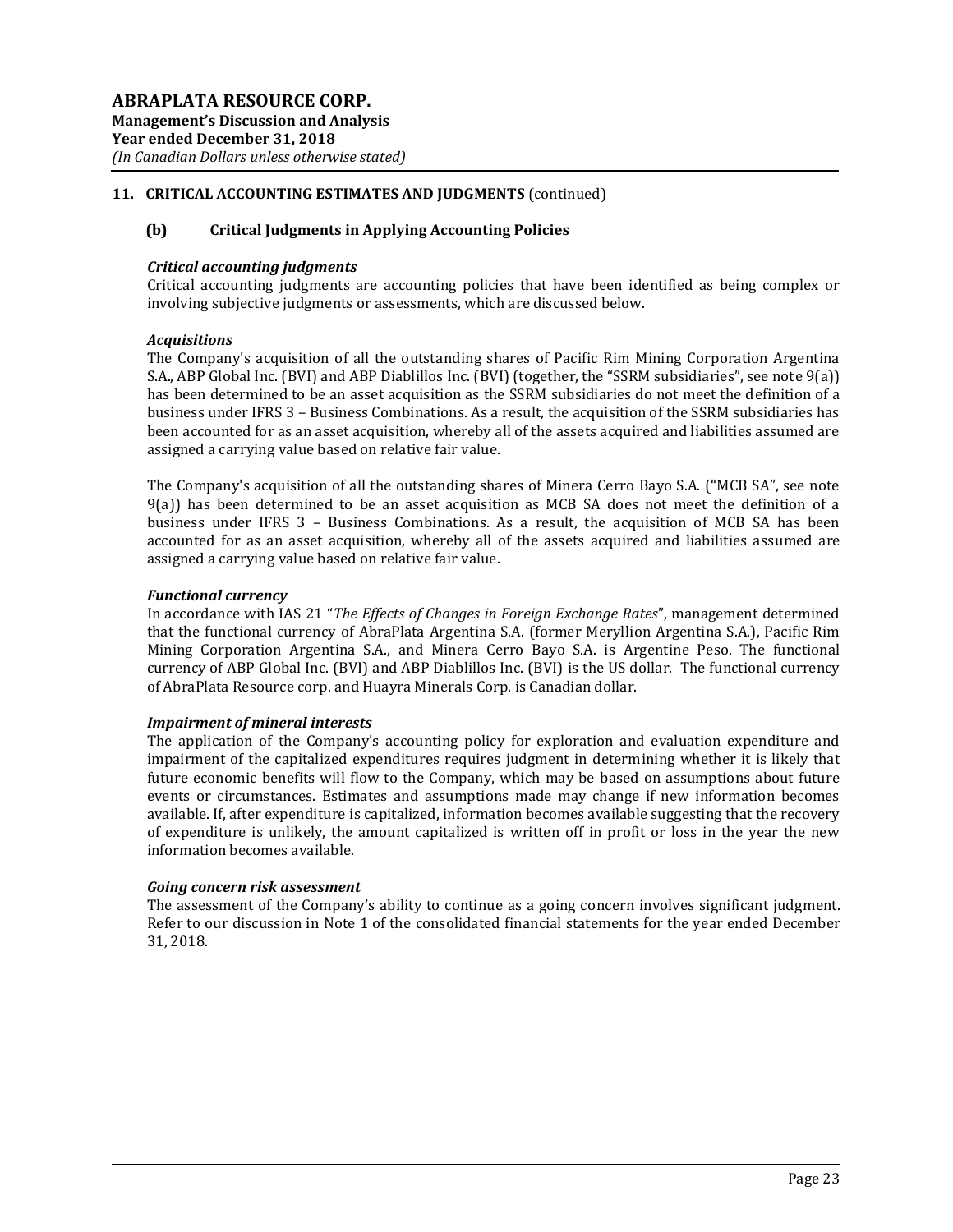## 11. CRITICAL ACCOUNTING ESTIMATES AND JUDGMENTS (continued)

### (b) Critical Judgments in Applying Accounting Policies

***Critical accounting judgments***

Critical accounting judgments are accounting policies that have been identified as being complex or involving subjective judgments or assessments, which are discussed below.

***Acquisitions***

The Company's acquisition of all the outstanding shares of Pacific Rim Mining Corporation Argentina S.A., ABP Global Inc. (BVI) and ABP Diablillos Inc. (BVI) (together, the "SSRM subsidiaries", see note 9(a)) has been determined to be an asset acquisition as the SSRM subsidiaries do not meet the definition of a business under IFRS 3 – Business Combinations. As a result, the acquisition of the SSRM subsidiaries has been accounted for as an asset acquisition, whereby all of the assets acquired and liabilities assumed are assigned a carrying value based on relative fair value.

The Company's acquisition of all the outstanding shares of Minera Cerro Bayo S.A. ("MCB SA", see note 9(a)) has been determined to be an asset acquisition as MCB SA does not meet the definition of a business under IFRS 3 – Business Combinations. As a result, the acquisition of MCB SA has been accounted for as an asset acquisition, whereby all of the assets acquired and liabilities assumed are assigned a carrying value based on relative fair value.

***Functional currency***

In accordance with IAS 21 "*The Effects of Changes in Foreign Exchange Rates*", management determined that the functional currency of AbraPlata Argentina S.A. (former Meryllion Argentina S.A.), Pacific Rim Mining Corporation Argentina S.A., and Minera Cerro Bayo S.A. is Argentine Peso. The functional currency of ABP Global Inc. (BVI) and ABP Diablillos Inc. (BVI) is the US dollar. The functional currency of AbraPlata Resource corp. and Huayra Minerals Corp. is Canadian dollar.

***Impairment of mineral interests***

The application of the Company's accounting policy for exploration and evaluation expenditure and impairment of the capitalized expenditures requires judgment in determining whether it is likely that future economic benefits will flow to the Company, which may be based on assumptions about future events or circumstances. Estimates and assumptions made may change if new information becomes available. If, after expenditure is capitalized, information becomes available suggesting that the recovery of expenditure is unlikely, the amount capitalized is written off in profit or loss in the year the new information becomes available.

***Going concern risk assessment***

The assessment of the Company's ability to continue as a going concern involves significant judgment. Refer to our discussion in Note 1 of the consolidated financial statements for the year ended December 31, 2018.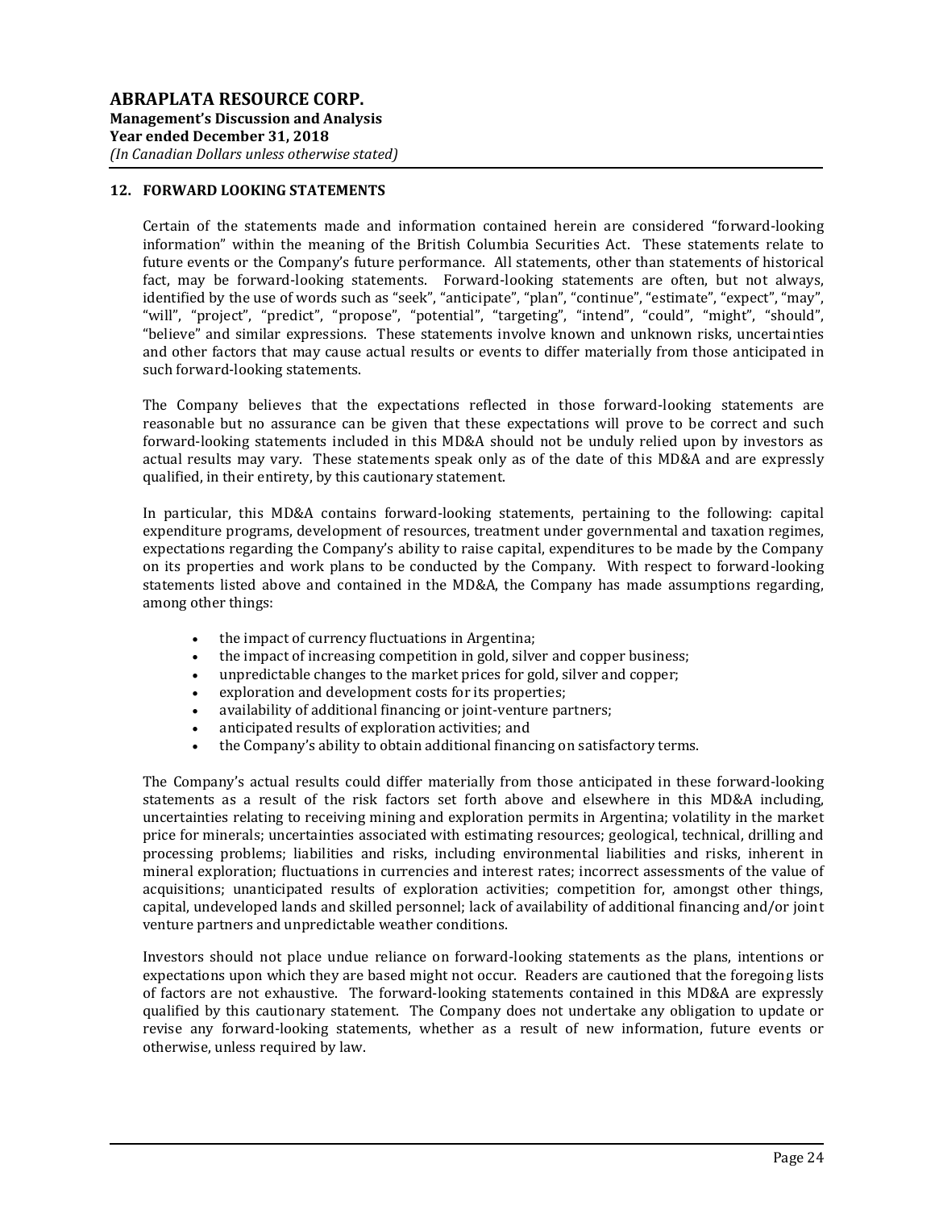## 12. FORWARD LOOKING STATEMENTS

Certain of the statements made and information contained herein are considered "forward-looking information" within the meaning of the British Columbia Securities Act. These statements relate to future events or the Company's future performance. All statements, other than statements of historical fact, may be forward-looking statements. Forward-looking statements are often, but not always, identified by the use of words such as "seek", "anticipate", "plan", "continue", "estimate", "expect", "may", "will", "project", "predict", "propose", "potential", "targeting", "intend", "could", "might", "should", "believe" and similar expressions. These statements involve known and unknown risks, uncertainties and other factors that may cause actual results or events to differ materially from those anticipated in such forward-looking statements.

The Company believes that the expectations reflected in those forward-looking statements are reasonable but no assurance can be given that these expectations will prove to be correct and such forward-looking statements included in this MD&A should not be unduly relied upon by investors as actual results may vary. These statements speak only as of the date of this MD&A and are expressly qualified, in their entirety, by this cautionary statement.

In particular, this MD&A contains forward-looking statements, pertaining to the following: capital expenditure programs, development of resources, treatment under governmental and taxation regimes, expectations regarding the Company's ability to raise capital, expenditures to be made by the Company on its properties and work plans to be conducted by the Company. With respect to forward-looking statements listed above and contained in the MD&A, the Company has made assumptions regarding, among other things:

- the impact of currency fluctuations in Argentina;
- the impact of increasing competition in gold, silver and copper business;
- unpredictable changes to the market prices for gold, silver and copper;
- exploration and development costs for its properties;
- availability of additional financing or joint-venture partners;
- anticipated results of exploration activities; and
- the Company's ability to obtain additional financing on satisfactory terms.

The Company's actual results could differ materially from those anticipated in these forward-looking statements as a result of the risk factors set forth above and elsewhere in this MD&A including, uncertainties relating to receiving mining and exploration permits in Argentina; volatility in the market price for minerals; uncertainties associated with estimating resources; geological, technical, drilling and processing problems; liabilities and risks, including environmental liabilities and risks, inherent in mineral exploration; fluctuations in currencies and interest rates; incorrect assessments of the value of acquisitions; unanticipated results of exploration activities; competition for, amongst other things, capital, undeveloped lands and skilled personnel; lack of availability of additional financing and/or joint venture partners and unpredictable weather conditions.

Investors should not place undue reliance on forward-looking statements as the plans, intentions or expectations upon which they are based might not occur. Readers are cautioned that the foregoing lists of factors are not exhaustive. The forward-looking statements contained in this MD&A are expressly qualified by this cautionary statement. The Company does not undertake any obligation to update or revise any forward-looking statements, whether as a result of new information, future events or otherwise, unless required by law.